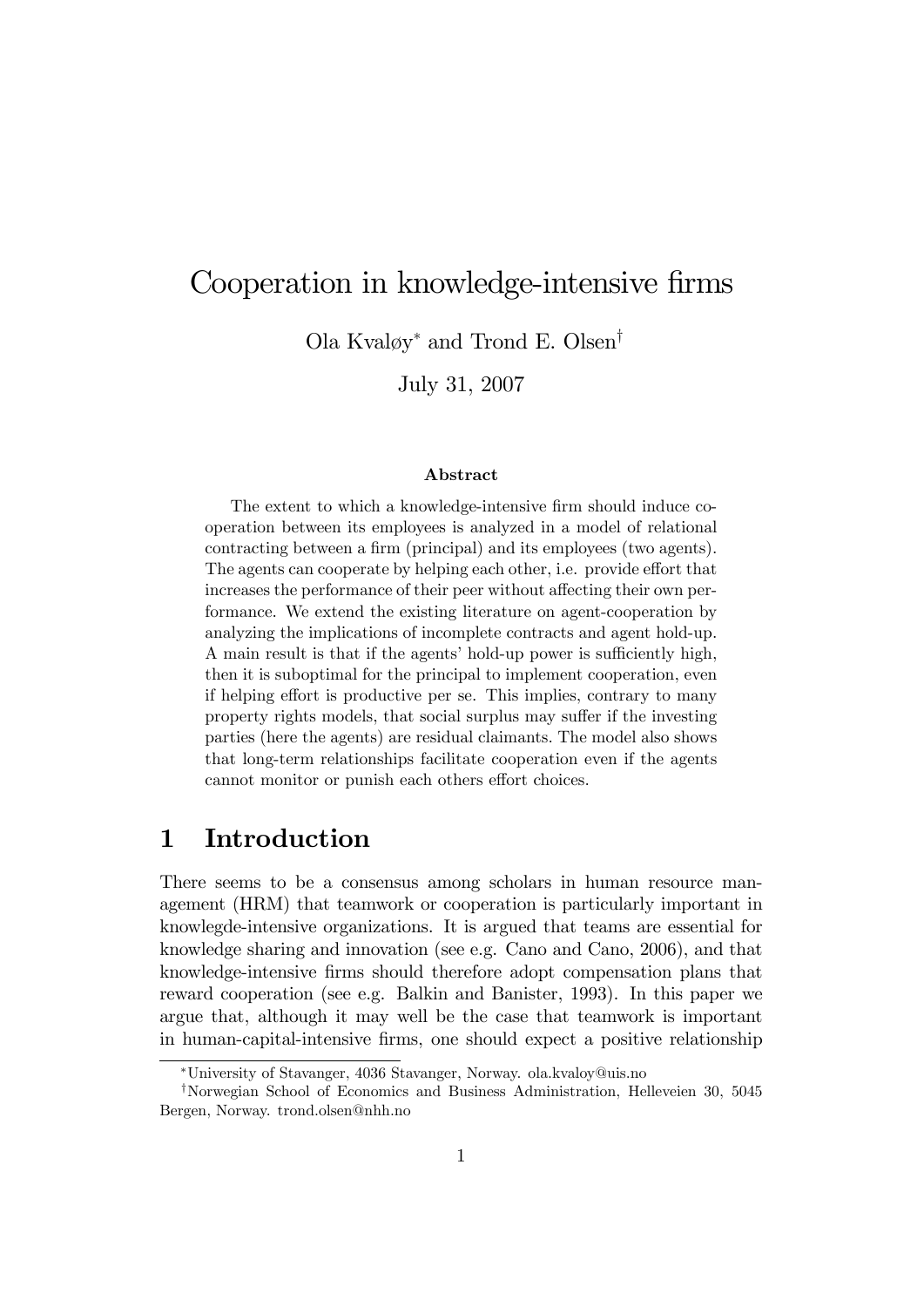# Cooperation in knowledge-intensive firms

Ola Kvaløy[*] and Trond E. Olsen[†]

July 31, 2007

**Abstract**

The extent to which a knowledge-intensive firm should induce cooperation between its employees is analyzed in a model of relational contracting between a firm (principal) and its employees (two agents). The agents can cooperate by helping each other, i.e. provide effort that increases the performance of their peer without affecting their own performance. We extend the existing literature on agent-cooperation by analyzing the implications of incomplete contracts and agent hold-up. A main result is that if the agents' hold-up power is sufficiently high, then it is suboptimal for the principal to implement cooperation, even if helping effort is productive per se. This implies, contrary to many property rights models, that social surplus may suffer if the investing parties (here the agents) are residual claimants. The model also shows that long-term relationships facilitate cooperation even if the agents cannot monitor or punish each others effort choices.

## 1 Introduction

There seems to be a consensus among scholars in human resource management (HRM) that teamwork or cooperation is particularly important in knowlegde-intensive organizations. It is argued that teams are essential for knowledge sharing and innovation (see e.g. Cano and Cano, 2006), and that knowledge-intensive firms should therefore adopt compensation plans that reward cooperation (see e.g. Balkin and Banister, 1993). In this paper we argue that, although it may well be the case that teamwork is important in human-capital-intensive firms, one should expect a positive relationship

---

[*] University of Stavanger, 4036 Stavanger, Norway. ola.kvaloy@uis.no

[†] Norwegian School of Economics and Business Administration, Helleveien 30, 5045 Bergen, Norway. trond.olsen@nhh.no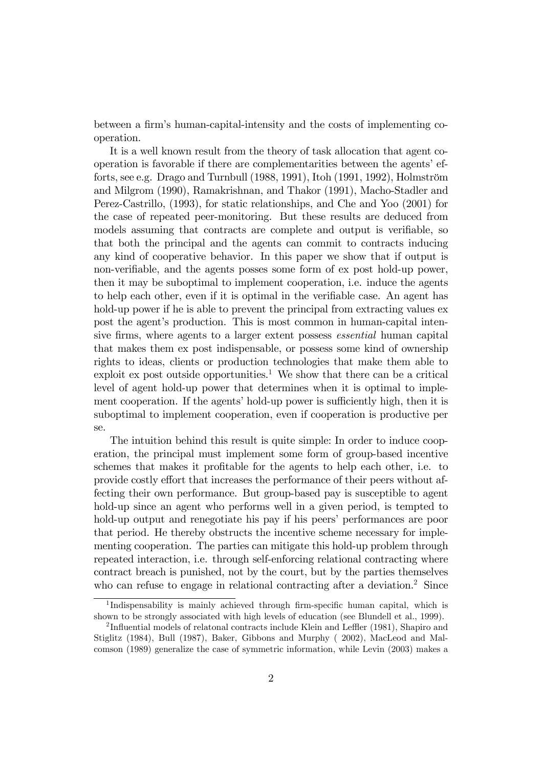between a firm's human-capital-intensity and the costs of implementing cooperation.

It is a well known result from the theory of task allocation that agent cooperation is favorable if there are complementarities between the agents' efforts, see e.g. Drago and Turnbull (1988, 1991), Itoh (1991, 1992), Holmström and Milgrom (1990), Ramakrishnan, and Thakor (1991), Macho-Stadler and Perez-Castrillo, (1993), for static relationships, and Che and Yoo (2001) for the case of repeated peer-monitoring. But these results are deduced from models assuming that contracts are complete and output is verifiable, so that both the principal and the agents can commit to contracts inducing any kind of cooperative behavior. In this paper we show that if output is non-verifiable, and the agents posses some form of ex post hold-up power, then it may be suboptimal to implement cooperation, i.e. induce the agents to help each other, even if it is optimal in the verifiable case. An agent has hold-up power if he is able to prevent the principal from extracting values ex post the agent's production. This is most common in human-capital intensive firms, where agents to a larger extent possess *essential* human capital that makes them ex post indispensable, or possess some kind of ownership rights to ideas, clients or production technologies that make them able to exploit ex post outside opportunities.[1] We show that there can be a critical level of agent hold-up power that determines when it is optimal to implement cooperation. If the agents' hold-up power is sufficiently high, then it is suboptimal to implement cooperation, even if cooperation is productive per se.

The intuition behind this result is quite simple: In order to induce cooperation, the principal must implement some form of group-based incentive schemes that makes it profitable for the agents to help each other, i.e. to provide costly effort that increases the performance of their peers without affecting their own performance. But group-based pay is susceptible to agent hold-up since an agent who performs well in a given period, is tempted to hold-up output and renegotiate his pay if his peers' performances are poor that period. He thereby obstructs the incentive scheme necessary for implementing cooperation. The parties can mitigate this hold-up problem through repeated interaction, i.e. through self-enforcing relational contracting where contract breach is punished, not by the court, but by the parties themselves who can refuse to engage in relational contracting after a deviation.[2] Since

[1] Indispensability is mainly achieved through firm-specific human capital, which is shown to be strongly associated with high levels of education (see Blundell et al., 1999).

[2] Influential models of relatonal contracts include Klein and Leffler (1981), Shapiro and Stiglitz (1984), Bull (1987), Baker, Gibbons and Murphy ( 2002), MacLeod and Malcomson (1989) generalize the case of symmetric information, while Levin (2003) makes a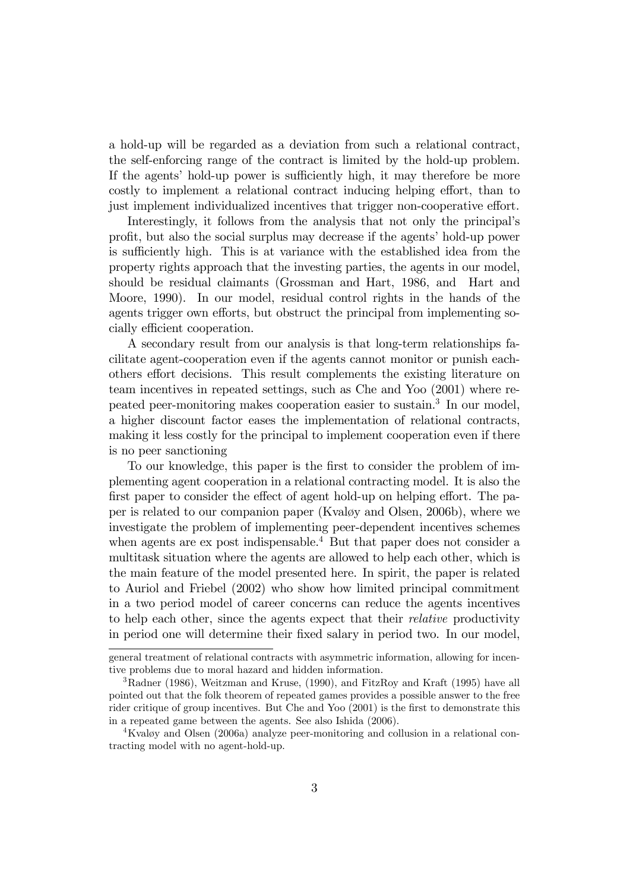a hold-up will be regarded as a deviation from such a relational contract, the self-enforcing range of the contract is limited by the hold-up problem. If the agents' hold-up power is sufficiently high, it may therefore be more costly to implement a relational contract inducing helping effort, than to just implement individualized incentives that trigger non-cooperative effort.

Interestingly, it follows from the analysis that not only the principal's profit, but also the social surplus may decrease if the agents' hold-up power is sufficiently high. This is at variance with the established idea from the property rights approach that the investing parties, the agents in our model, should be residual claimants (Grossman and Hart, 1986, and Hart and Moore, 1990). In our model, residual control rights in the hands of the agents trigger own efforts, but obstruct the principal from implementing socially efficient cooperation.

A secondary result from our analysis is that long-term relationships facilitate agent-cooperation even if the agents cannot monitor or punish each-others effort decisions. This result complements the existing literature on team incentives in repeated settings, such as Che and Yoo (2001) where repeated peer-monitoring makes cooperation easier to sustain.[3] In our model, a higher discount factor eases the implementation of relational contracts, making it less costly for the principal to implement cooperation even if there is no peer sanctioning

To our knowledge, this paper is the first to consider the problem of implementing agent cooperation in a relational contracting model. It is also the first paper to consider the effect of agent hold-up on helping effort. The paper is related to our companion paper (Kvaløy and Olsen, 2006b), where we investigate the problem of implementing peer-dependent incentives schemes when agents are ex post indispensable.[4] But that paper does not consider a multitask situation where the agents are allowed to help each other, which is the main feature of the model presented here. In spirit, the paper is related to Auriol and Friebel (2002) who show how limited principal commitment in a two period model of career concerns can reduce the agents incentives to help each other, since the agents expect that their *relative* productivity in period one will determine their fixed salary in period two. In our model,

general treatment of relational contracts with asymmetric information, allowing for incentive problems due to moral hazard and hidden information.

[3] Radner (1986), Weitzman and Kruse, (1990), and FitzRoy and Kraft (1995) have all pointed out that the folk theorem of repeated games provides a possible answer to the free rider critique of group incentives. But Che and Yoo (2001) is the first to demonstrate this in a repeated game between the agents. See also Ishida (2006).

[4] Kvaløy and Olsen (2006a) analyze peer-monitoring and collusion in a relational contracting model with no agent-hold-up.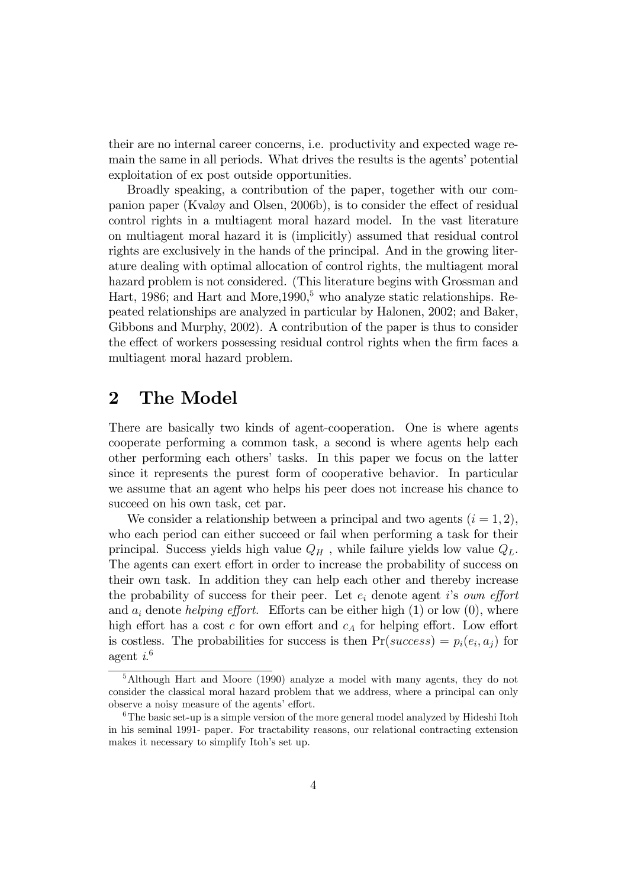their are no internal career concerns, i.e. productivity and expected wage remain the same in all periods. What drives the results is the agents' potential exploitation of ex post outside opportunities.

Broadly speaking, a contribution of the paper, together with our companion paper (Kvaløy and Olsen, 2006b), is to consider the effect of residual control rights in a multiagent moral hazard model. In the vast literature on multiagent moral hazard it is (implicitly) assumed that residual control rights are exclusively in the hands of the principal. And in the growing literature dealing with optimal allocation of control rights, the multiagent moral hazard problem is not considered. (This literature begins with Grossman and Hart, 1986; and Hart and More,1990,[5] who analyze static relationships. Repeated relationships are analyzed in particular by Halonen, 2002; and Baker, Gibbons and Murphy, 2002). A contribution of the paper is thus to consider the effect of workers possessing residual control rights when the firm faces a multiagent moral hazard problem.

## 2 The Model

There are basically two kinds of agent-cooperation. One is where agents cooperate performing a common task, a second is where agents help each other performing each others' tasks. In this paper we focus on the latter since it represents the purest form of cooperative behavior. In particular we assume that an agent who helps his peer does not increase his chance to succeed on his own task, cet par.

We consider a relationship between a principal and two agents ($i = 1, 2$), who each period can either succeed or fail when performing a task for their principal. Success yields high value $Q_H$ , while failure yields low value $Q_L$. The agents can exert effort in order to increase the probability of success on their own task. In addition they can help each other and thereby increase the probability of success for their peer. Let $e_i$ denote agent $i$'s *own effort* and $a_i$ denote *helping effort*. Efforts can be either high (1) or low (0), where high effort has a cost $c$ for own effort and $c_A$ for helping effort. Low effort is costless. The probabilities for success is then $\Pr(success) = p_i(e_i, a_j)$ for agent $i$.[6]

---

[5] Although Hart and Moore (1990) analyze a model with many agents, they do not consider the classical moral hazard problem that we address, where a principal can only observe a noisy measure of the agents' effort.

[6] The basic set-up is a simple version of the more general model analyzed by Hideshi Itoh in his seminal 1991- paper. For tractability reasons, our relational contracting extension makes it necessary to simplify Itoh's set up.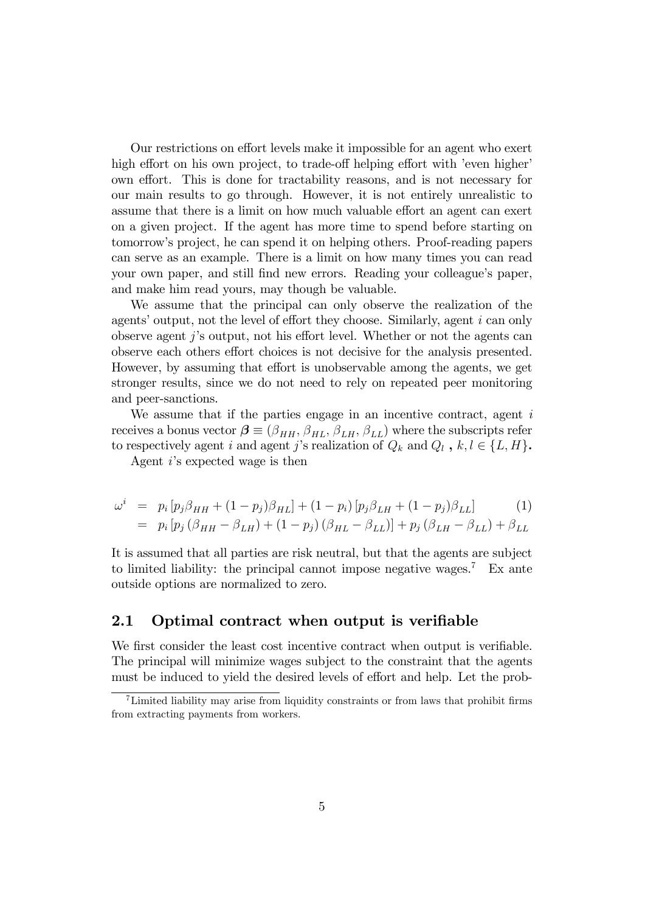Our restrictions on effort levels make it impossible for an agent who exert high effort on his own project, to trade-off helping effort with 'even higher' own effort. This is done for tractability reasons, and is not necessary for our main results to go through. However, it is not entirely unrealistic to assume that there is a limit on how much valuable effort an agent can exert on a given project. If the agent has more time to spend before starting on tomorrow's project, he can spend it on helping others. Proof-reading papers can serve as an example. There is a limit on how many times you can read your own paper, and still find new errors. Reading your colleague's paper, and make him read yours, may though be valuable.

We assume that the principal can only observe the realization of the agents' output, not the level of effort they choose. Similarly, agent $i$ can only observe agent $j$'s output, not his effort level. Whether or not the agents can observe each others effort choices is not decisive for the analysis presented. However, by assuming that effort is unobservable among the agents, we get stronger results, since we do not need to rely on repeated peer monitoring and peer-sanctions.

We assume that if the parties engage in an incentive contract, agent $i$ receives a bonus vector $\boldsymbol{\beta} \equiv (\beta_{HH}, \beta_{HL}, \beta_{LH}, \beta_{LL})$ where the subscripts refer to respectively agent $i$ and agent $j$'s realization of $Q_k$ and $Q_l$ , $k, l \in \{L, H\}$.

Agent $i$'s expected wage is then

$$
\begin{aligned}
\omega^i &= p_i \left[ p_j \beta_{HH} + (1-p_j)\beta_{HL} \right] + (1-p_i) \left[ p_j \beta_{LH} + (1-p_j)\beta_{LL} \right] \qquad (1) \\
&= p_i \left[ p_j \left( \beta_{HH} - \beta_{LH} \right) + (1-p_j) \left( \beta_{HL} - \beta_{LL} \right) \right] + p_j \left( \beta_{LH} - \beta_{LL} \right) + \beta_{LL}
\end{aligned}
$$

It is assumed that all parties are risk neutral, but that the agents are subject to limited liability: the principal cannot impose negative wages.[7] Ex ante outside options are normalized to zero.

## 2.1 Optimal contract when output is verifiable

We first consider the least cost incentive contract when output is verifiable. The principal will minimize wages subject to the constraint that the agents must be induced to yield the desired levels of effort and help. Let the prob-

[7] Limited liability may arise from liquidity constraints or from laws that prohibit firms from extracting payments from workers.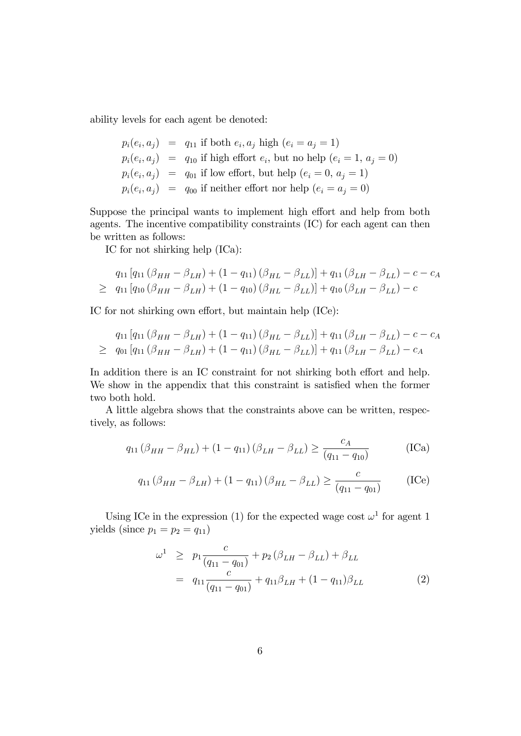ability levels for each agent be denoted:

$$
\begin{aligned}
p_i(e_i, a_j) &= q_{11} \text{ if both } e_i, a_j \text{ high } (e_i = a_j = 1) \\
p_i(e_i, a_j) &= q_{10} \text{ if high effort } e_i \text{, but no help } (e_i = 1,\ a_j = 0) \\
p_i(e_i, a_j) &= q_{01} \text{ if low effort, but help } (e_i = 0,\ a_j = 1) \\
p_i(e_i, a_j) &= q_{00} \text{ if neither effort nor help } (e_i = a_j = 0)
\end{aligned}
$$

Suppose the principal wants to implement high effort and help from both agents. The incentive compatibility constraints (IC) for each agent can then be written as follows:

IC for not shirking help (ICa):

$$
\begin{aligned}
& q_{11}\left[q_{11}\left(\beta_{HH} - \beta_{LH}\right) + \left(1 - q_{11}\right)\left(\beta_{HL} - \beta_{LL}\right)\right] + q_{11}\left(\beta_{LH} - \beta_{LL}\right) - c - c_A \\
\geq\ & q_{11}\left[q_{10}\left(\beta_{HH} - \beta_{LH}\right) + \left(1 - q_{10}\right)\left(\beta_{HL} - \beta_{LL}\right)\right] + q_{10}\left(\beta_{LH} - \beta_{LL}\right) - c
\end{aligned}
$$

IC for not shirking own effort, but maintain help (ICe):

$$
\begin{aligned}
& q_{11}\left[q_{11}\left(\beta_{HH} - \beta_{LH}\right) + \left(1 - q_{11}\right)\left(\beta_{HL} - \beta_{LL}\right)\right] + q_{11}\left(\beta_{LH} - \beta_{LL}\right) - c - c_A \\
\geq\ & q_{01}\left[q_{11}\left(\beta_{HH} - \beta_{LH}\right) + \left(1 - q_{11}\right)\left(\beta_{HL} - \beta_{LL}\right)\right] + q_{11}\left(\beta_{LH} - \beta_{LL}\right) - c_A
\end{aligned}
$$

In addition there is an IC constraint for not shirking both effort and help. We show in the appendix that this constraint is satisfied when the former two both hold.

A little algebra shows that the constraints above can be written, respectively, as follows:

$$
q_{11}\left(\beta_{HH} - \beta_{HL}\right) + \left(1 - q_{11}\right)\left(\beta_{LH} - \beta_{LL}\right) \geq \frac{c_A}{\left(q_{11} - q_{10}\right)} \tag{ICa}
$$

$$
q_{11}\left(\beta_{HH} - \beta_{LH}\right) + \left(1 - q_{11}\right)\left(\beta_{HL} - \beta_{LL}\right) \geq \frac{c}{\left(q_{11} - q_{01}\right)} \tag{ICe}
$$

Using ICe in the expression (1) for the expected wage cost $\omega^1$ for agent 1 yields (since $p_1 = p_2 = q_{11}$)

$$
\begin{aligned}
\omega^1 &\geq p_1 \frac{c}{\left(q_{11} - q_{01}\right)} + p_2\left(\beta_{LH} - \beta_{LL}\right) + \beta_{LL} \\
&= q_{11} \frac{c}{\left(q_{11} - q_{01}\right)} + q_{11}\beta_{LH} + (1 - q_{11})\beta_{LL} \qquad (2)
\end{aligned}
$$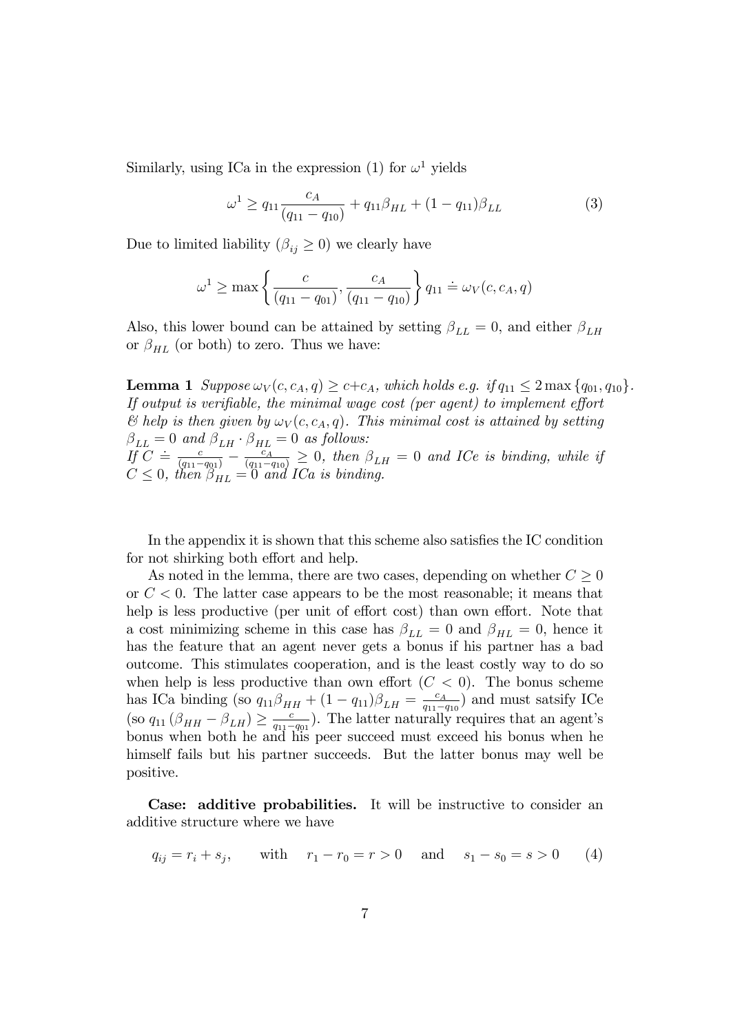Similarly, using ICa in the expression (1) for $\omega^1$ yields

$$\omega^1 \geq q_{11} \frac{c_A}{(q_{11} - q_{10})} + q_{11}\beta_{HL} + (1 - q_{11})\beta_{LL} \tag{3}$$

Due to limited liability ($\beta_{ij} \geq 0$) we clearly have

$$\omega^1 \geq \max\left\{ \frac{c}{(q_{11} - q_{01})}, \frac{c_A}{(q_{11} - q_{10})} \right\} q_{11} \doteq \omega_V(c, c_A, q)$$

Also, this lower bound can be attained by setting $\beta_{LL} = 0$, and either $\beta_{LH}$ or $\beta_{HL}$ (or both) to zero. Thus we have:

**Lemma 1** *Suppose $\omega_V(c, c_A, q) \geq c + c_A$, which holds e.g. if $q_{11} \leq 2\max\{q_{01}, q_{10}\}$. If output is verifiable, the minimal wage cost (per agent) to implement effort & help is then given by $\omega_V(c, c_A, q)$. This minimal cost is attained by setting $\beta_{LL} = 0$ and $\beta_{LH} \cdot \beta_{HL} = 0$ as follows:*
*If $C \doteq \frac{c}{(q_{11}-q_{01})} - \frac{c_A}{(q_{11}-q_{10})} \geq 0$, then $\beta_{LH} = 0$ and ICe is binding, while if $C \leq 0$, then $\beta_{HL} = 0$ and ICa is binding.*

In the appendix it is shown that this scheme also satisfies the IC condition for not shirking both effort and help.

As noted in the lemma, there are two cases, depending on whether $C \geq 0$ or $C < 0$. The latter case appears to be the most reasonable; it means that help is less productive (per unit of effort cost) than own effort. Note that a cost minimizing scheme in this case has $\beta_{LL} = 0$ and $\beta_{HL} = 0$, hence it has the feature that an agent never gets a bonus if his partner has a bad outcome. This stimulates cooperation, and is the least costly way to do so when help is less productive than own effort ($C < 0$). The bonus scheme has ICa binding (so $q_{11}\beta_{HH} + (1 - q_{11})\beta_{LH} = \frac{c_A}{q_{11}-q_{10}}$) and must satsify ICe (so $q_{11}(\beta_{HH} - \beta_{LH}) \geq \frac{c}{q_{11}-q_{01}}$). The latter naturally requires that an agent's bonus when both he and his peer succeed must exceed his bonus when he himself fails but his partner succeeds. But the latter bonus may well be positive.

**Case: additive probabilities.** It will be instructive to consider an additive structure where we have

$$q_{ij} = r_i + s_j, \qquad \text{with} \quad r_1 - r_0 = r > 0 \quad \text{and} \quad s_1 - s_0 = s > 0 \tag{4}$$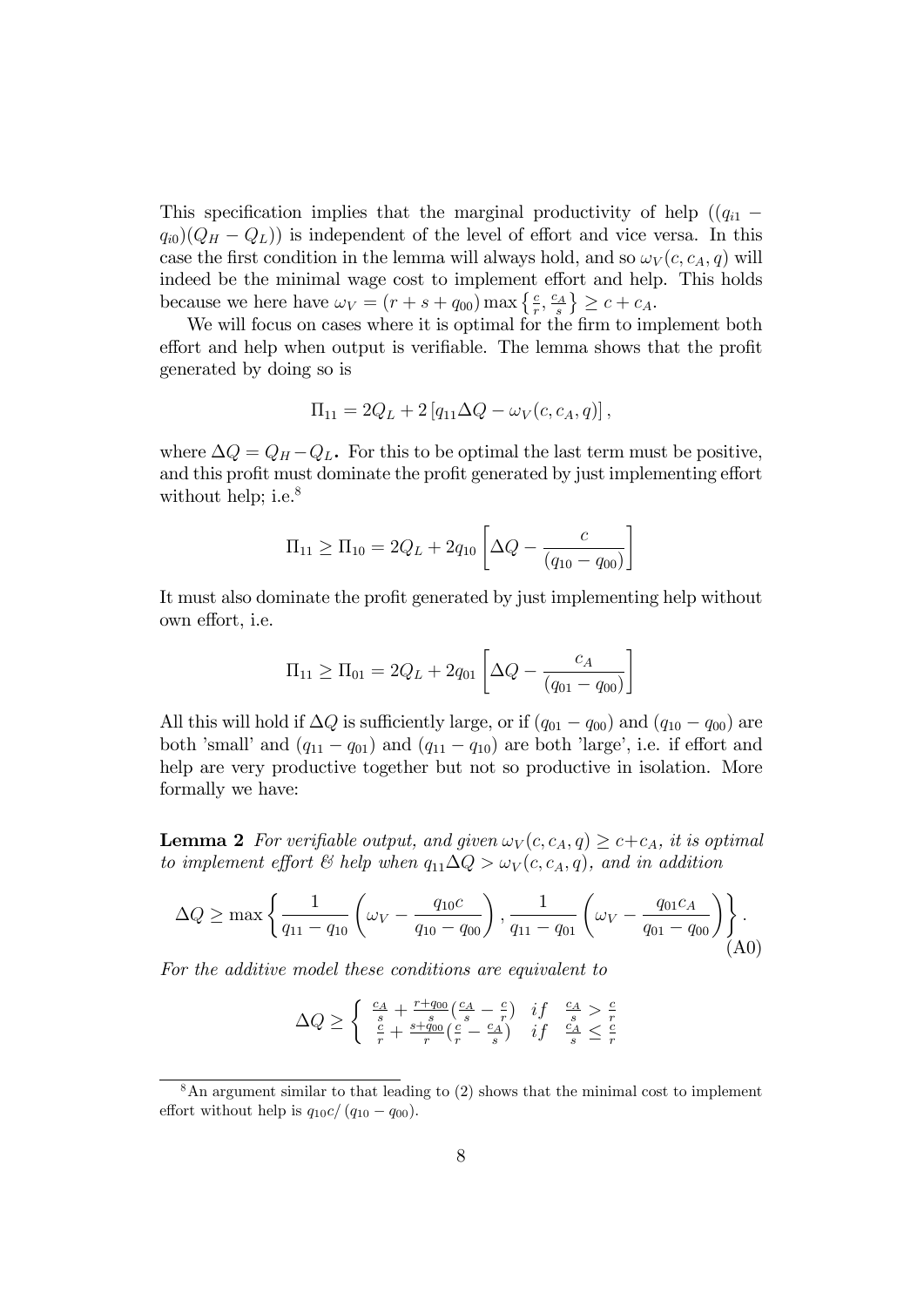This specification implies that the marginal productivity of help ($(q_{i1} - q_{i0})(Q_H - Q_L)$) is independent of the level of effort and vice versa. In this case the first condition in the lemma will always hold, and so $\omega_V(c, c_A, q)$ will indeed be the minimal wage cost to implement effort and help. This holds because we here have $\omega_V = (r + s + q_{00}) \max\left\{\frac{c}{r}, \frac{c_A}{s}\right\} \geq c + c_A$.

We will focus on cases where it is optimal for the firm to implement both effort and help when output is verifiable. The lemma shows that the profit generated by doing so is

$$\Pi_{11} = 2Q_L + 2\left[q_{11}\Delta Q - \omega_V(c, c_A, q)\right],$$

where $\Delta Q = Q_H - Q_L$. For this to be optimal the last term must be positive, and this profit must dominate the profit generated by just implementing effort without help; i.e.[8]

$$\Pi_{11} \geq \Pi_{10} = 2Q_L + 2q_{10}\left[\Delta Q - \frac{c}{(q_{10} - q_{00})}\right]$$

It must also dominate the profit generated by just implementing help without own effort, i.e.

$$\Pi_{11} \geq \Pi_{01} = 2Q_L + 2q_{01}\left[\Delta Q - \frac{c_A}{(q_{01} - q_{00})}\right]$$

All this will hold if $\Delta Q$ is sufficiently large, or if $(q_{01} - q_{00})$ and $(q_{10} - q_{00})$ are both 'small' and $(q_{11} - q_{01})$ and $(q_{11} - q_{10})$ are both 'large', i.e. if effort and help are very productive together but not so productive in isolation. More formally we have:

**Lemma 2** *For verifiable output, and given $\omega_V(c, c_A, q) \geq c + c_A$, it is optimal to implement effort & help when $q_{11}\Delta Q > \omega_V(c, c_A, q)$, and in addition*

$$\Delta Q \geq \max\left\{\frac{1}{q_{11} - q_{10}}\left(\omega_V - \frac{q_{10}c}{q_{10} - q_{00}}\right), \frac{1}{q_{11} - q_{01}}\left(\omega_V - \frac{q_{01}c_A}{q_{01} - q_{00}}\right)\right\}. \tag{A0}$$

*For the additive model these conditions are equivalent to*

$$\Delta Q \geq \begin{cases} \frac{c_A}{s} + \frac{r + q_{00}}{s}\left(\frac{c_A}{s} - \frac{c}{r}\right) & if \quad \frac{c_A}{s} > \frac{c}{r} \\ \frac{c}{r} + \frac{s + q_{00}}{r}\left(\frac{c}{r} - \frac{c_A}{s}\right) & if \quad \frac{c_A}{s} \leq \frac{c}{r} \end{cases}$$

---

[8] An argument similar to that leading to (2) shows that the minimal cost to implement effort without help is $q_{10}c/(q_{10} - q_{00})$.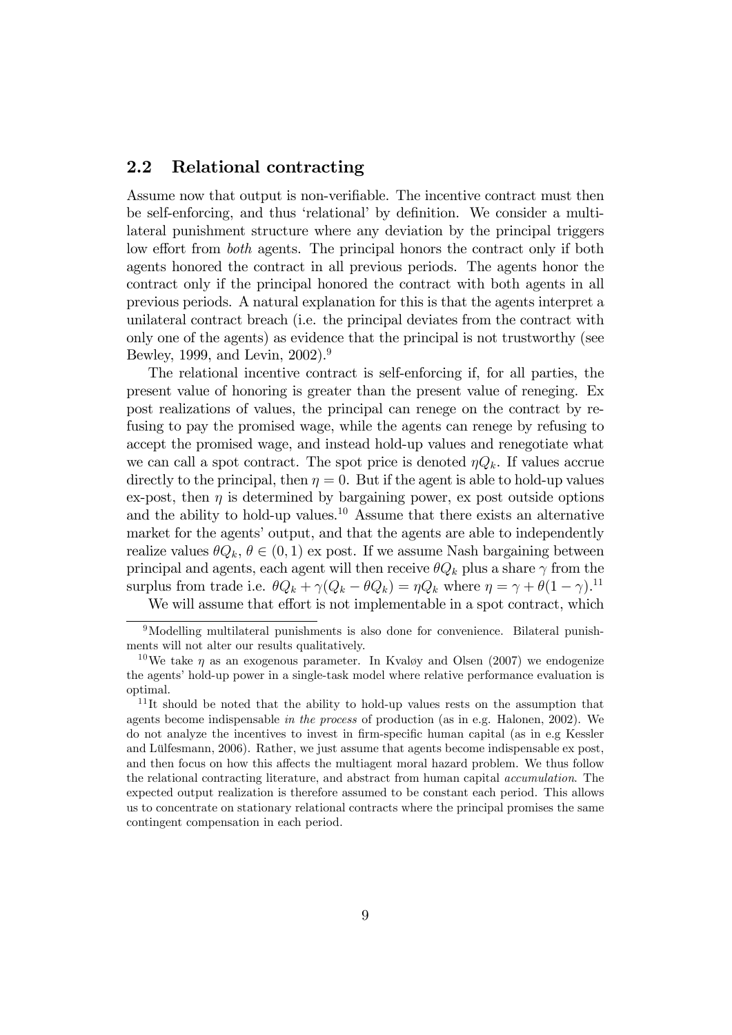## 2.2 Relational contracting

Assume now that output is non-verifiable. The incentive contract must then be self-enforcing, and thus 'relational' by definition. We consider a multilateral punishment structure where any deviation by the principal triggers low effort from *both* agents. The principal honors the contract only if both agents honored the contract in all previous periods. The agents honor the contract only if the principal honored the contract with both agents in all previous periods. A natural explanation for this is that the agents interpret a unilateral contract breach (i.e. the principal deviates from the contract with only one of the agents) as evidence that the principal is not trustworthy (see Bewley, 1999, and Levin, 2002).[9]

The relational incentive contract is self-enforcing if, for all parties, the present value of honoring is greater than the present value of reneging. Ex post realizations of values, the principal can renege on the contract by refusing to pay the promised wage, while the agents can renege by refusing to accept the promised wage, and instead hold-up values and renegotiate what we can call a spot contract. The spot price is denoted $\eta Q_k$. If values accrue directly to the principal, then $\eta = 0$. But if the agent is able to hold-up values ex-post, then $\eta$ is determined by bargaining power, ex post outside options and the ability to hold-up values.[10] Assume that there exists an alternative market for the agents' output, and that the agents are able to independently realize values $\theta Q_k$, $\theta \in (0, 1)$ ex post. If we assume Nash bargaining between principal and agents, each agent will then receive $\theta Q_k$ plus a share $\gamma$ from the surplus from trade i.e. $\theta Q_k + \gamma(Q_k - \theta Q_k) = \eta Q_k$ where $\eta = \gamma + \theta(1 - \gamma)$.[11]

We will assume that effort is not implementable in a spot contract, which

[9] Modelling multilateral punishments is also done for convenience. Bilateral punishments will not alter our results qualitatively.

[10] We take $\eta$ as an exogenous parameter. In Kvaløy and Olsen (2007) we endogenize the agents' hold-up power in a single-task model where relative performance evaluation is optimal.

[11] It should be noted that the ability to hold-up values rests on the assumption that agents become indispensable *in the process* of production (as in e.g. Halonen, 2002). We do not analyze the incentives to invest in firm-specific human capital (as in e.g Kessler and Lülfesmann, 2006). Rather, we just assume that agents become indispensable ex post, and then focus on how this affects the multiagent moral hazard problem. We thus follow the relational contracting literature, and abstract from human capital *accumulation*. The expected output realization is therefore assumed to be constant each period. This allows us to concentrate on stationary relational contracts where the principal promises the same contingent compensation in each period.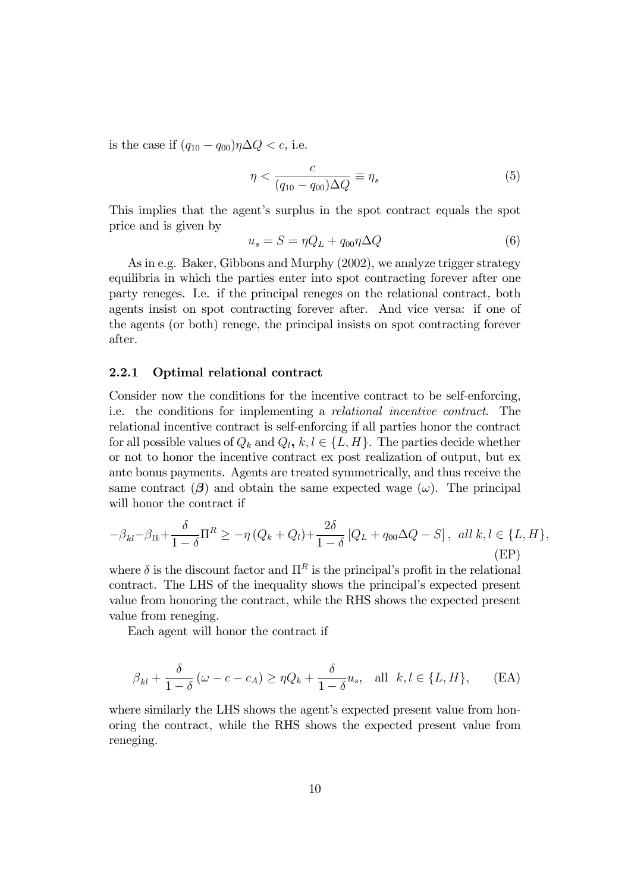is the case if $(q_{10} - q_{00})\eta\Delta Q < c$, i.e.

$$\eta < \frac{c}{(q_{10} - q_{00})\Delta Q} \equiv \eta_s \tag{5}$$

This implies that the agent's surplus in the spot contract equals the spot price and is given by

$$u_s = S = \eta Q_L + q_{00}\eta\Delta Q \tag{6}$$

As in e.g. Baker, Gibbons and Murphy (2002), we analyze trigger strategy equilibria in which the parties enter into spot contracting forever after one party reneges. I.e. if the principal reneges on the relational contract, both agents insist on spot contracting forever after. And vice versa: if one of the agents (or both) renege, the principal insists on spot contracting forever after.

### 2.2.1 Optimal relational contract

Consider now the conditions for the incentive contract to be self-enforcing, i.e. the conditions for implementing a *relational incentive contract*. The relational incentive contract is self-enforcing if all parties honor the contract for all possible values of $Q_k$ and $Q_l$, $k, l \in \{L, H\}$. The parties decide whether or not to honor the incentive contract ex post realization of output, but ex ante bonus payments. Agents are treated symmetrically, and thus receive the same contract ($\boldsymbol{\beta}$) and obtain the same expected wage ($\omega$). The principal will honor the contract if

$$-\beta_{kl} - \beta_{lk} + \frac{\delta}{1-\delta}\Pi^R \geq -\eta\left(Q_k + Q_l\right) + \frac{2\delta}{1-\delta}\left[Q_L + q_{00}\Delta Q - S\right], \ \ all\ k, l \in \{L, H\}, \tag{EP}$$

where $\delta$ is the discount factor and $\Pi^R$ is the principal's profit in the relational contract. The LHS of the inequality shows the principal's expected present value from honoring the contract, while the RHS shows the expected present value from reneging.

Each agent will honor the contract if

$$\beta_{kl} + \frac{\delta}{1-\delta}\left(\omega - c - c_A\right) \geq \eta Q_k + \frac{\delta}{1-\delta}u_s, \quad \text{all} \quad k, l \in \{L, H\}, \tag{EA}$$

where similarly the LHS shows the agent's expected present value from honoring the contract, while the RHS shows the expected present value from reneging.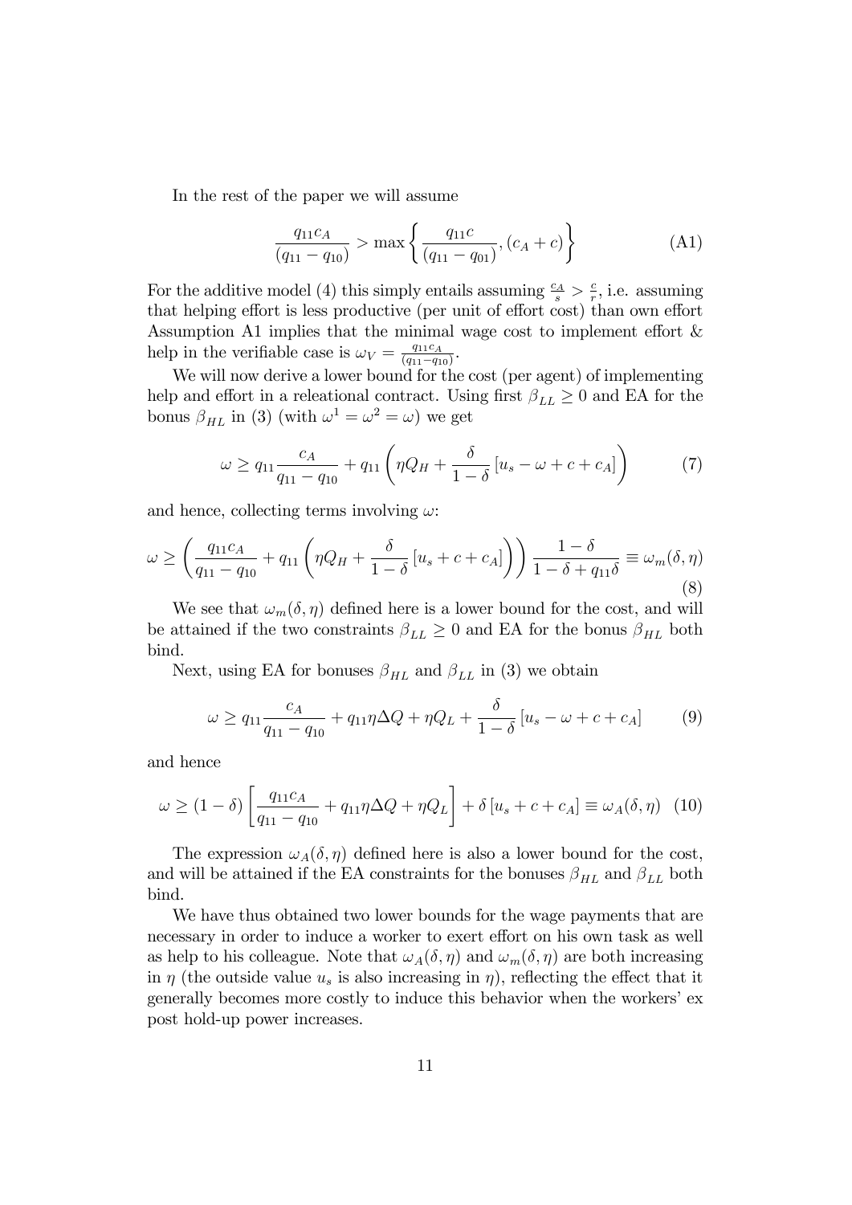In the rest of the paper we will assume

$$\frac{q_{11}c_A}{(q_{11}-q_{10})} > \max\left\{\frac{q_{11}c}{(q_{11}-q_{01})}, (c_A+c)\right\} \tag{A1}$$

For the additive model (4) this simply entails assuming $\frac{c_A}{s} > \frac{c}{r}$, i.e. assuming that helping effort is less productive (per unit of effort cost) than own effort Assumption A1 implies that the minimal wage cost to implement effort & help in the verifiable case is $\omega_V = \frac{q_{11}c_A}{(q_{11}-q_{10})}$.

We will now derive a lower bound for the cost (per agent) of implementing help and effort in a releational contract. Using first $\beta_{LL} \geq 0$ and EA for the bonus $\beta_{HL}$ in (3) (with $\omega^1 = \omega^2 = \omega$) we get

$$\omega \geq q_{11}\frac{c_A}{q_{11}-q_{10}} + q_{11}\left(\eta Q_H + \frac{\delta}{1-\delta}\left[u_s - \omega + c + c_A\right]\right) \tag{7}$$

and hence, collecting terms involving $\omega$:

$$\omega \geq \left(\frac{q_{11}c_A}{q_{11}-q_{10}} + q_{11}\left(\eta Q_H + \frac{\delta}{1-\delta}\left[u_s + c + c_A\right]\right)\right)\frac{1-\delta}{1-\delta+q_{11}\delta} \equiv \omega_m(\delta,\eta) \tag{8}$$

We see that $\omega_m(\delta,\eta)$ defined here is a lower bound for the cost, and will be attained if the two constraints $\beta_{LL} \geq 0$ and EA for the bonus $\beta_{HL}$ both bind.

Next, using EA for bonuses $\beta_{HL}$ and $\beta_{LL}$ in (3) we obtain

$$\omega \geq q_{11}\frac{c_A}{q_{11}-q_{10}} + q_{11}\eta\Delta Q + \eta Q_L + \frac{\delta}{1-\delta}\left[u_s - \omega + c + c_A\right] \tag{9}$$

and hence

$$\omega \geq (1-\delta)\left[\frac{q_{11}c_A}{q_{11}-q_{10}} + q_{11}\eta\Delta Q + \eta Q_L\right] + \delta\left[u_s + c + c_A\right] \equiv \omega_A(\delta,\eta) \tag{10}$$

The expression $\omega_A(\delta,\eta)$ defined here is also a lower bound for the cost, and will be attained if the EA constraints for the bonuses $\beta_{HL}$ and $\beta_{LL}$ both bind.

We have thus obtained two lower bounds for the wage payments that are necessary in order to induce a worker to exert effort on his own task as well as help to his colleague. Note that $\omega_A(\delta,\eta)$ and $\omega_m(\delta,\eta)$ are both increasing in $\eta$ (the outside value $u_s$ is also increasing in $\eta$), reflecting the effect that it generally becomes more costly to induce this behavior when the workers' ex post hold-up power increases.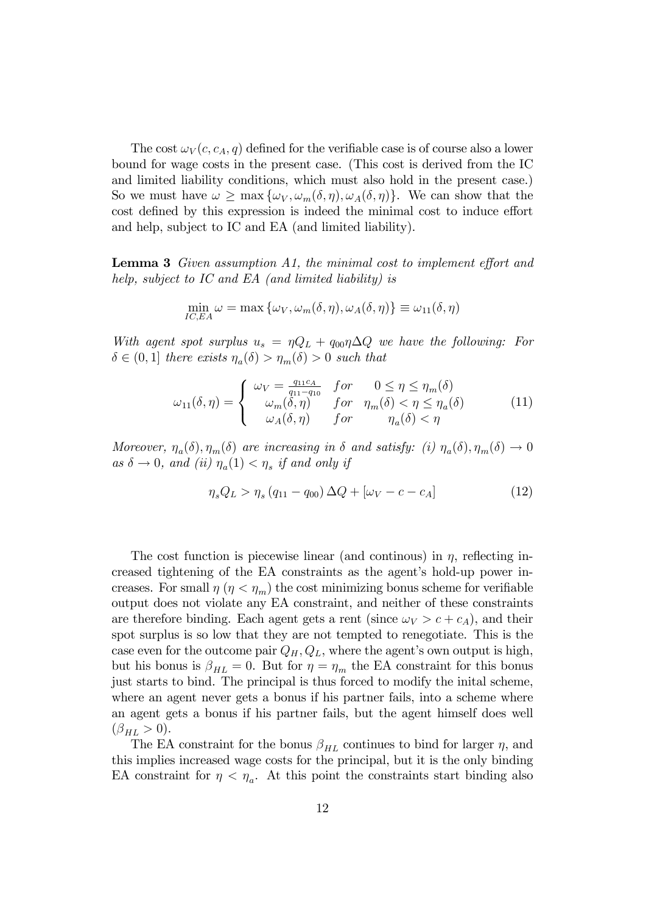The cost $\omega_V(c, c_A, q)$ defined for the verifiable case is of course also a lower bound for wage costs in the present case. (This cost is derived from the IC and limited liability conditions, which must also hold in the present case.) So we must have $\omega \geq \max\{\omega_V, \omega_m(\delta,\eta), \omega_A(\delta,\eta)\}$. We can show that the cost defined by this expression is indeed the minimal cost to induce effort and help, subject to IC and EA (and limited liability).

**Lemma 3** *Given assumption A1, the minimal cost to implement effort and help, subject to IC and EA (and limited liability) is*

$$\min_{IC,EA} \omega = \max\{\omega_V, \omega_m(\delta,\eta), \omega_A(\delta,\eta)\} \equiv \omega_{11}(\delta,\eta)$$

*With agent spot surplus $u_s = \eta Q_L + q_{00}\eta\Delta Q$ we have the following: For $\delta \in (0,1]$ there exists $\eta_a(\delta) > \eta_m(\delta) > 0$ such that*

$$\omega_{11}(\delta,\eta) = \begin{cases} \omega_V = \frac{q_{11}c_A}{q_{11}-q_{10}} & for \quad 0 \leq \eta \leq \eta_m(\delta) \\ \omega_m(\delta,\eta) & for \quad \eta_m(\delta) < \eta \leq \eta_a(\delta) \\ \omega_A(\delta,\eta) & for \quad \eta_a(\delta) < \eta \end{cases} \tag{11}$$

*Moreover, $\eta_a(\delta), \eta_m(\delta)$ are increasing in $\delta$ and satisfy: (i) $\eta_a(\delta), \eta_m(\delta) \to 0$ as $\delta \to 0$, and (ii) $\eta_a(1) < \eta_s$ if and only if*

$$\eta_s Q_L > \eta_s (q_{11} - q_{00})\Delta Q + [\omega_V - c - c_A] \tag{12}$$

The cost function is piecewise linear (and continous) in $\eta$, reflecting increased tightening of the EA constraints as the agent's hold-up power increases. For small $\eta$ ($\eta < \eta_m$) the cost minimizing bonus scheme for verifiable output does not violate any EA constraint, and neither of these constraints are therefore binding. Each agent gets a rent (since $\omega_V > c + c_A$), and their spot surplus is so low that they are not tempted to renegotiate. This is the case even for the outcome pair $Q_H, Q_L$, where the agent's own output is high, but his bonus is $\beta_{HL} = 0$. But for $\eta = \eta_m$ the EA constraint for this bonus just starts to bind. The principal is thus forced to modify the inital scheme, where an agent never gets a bonus if his partner fails, into a scheme where an agent gets a bonus if his partner fails, but the agent himself does well ($\beta_{HL} > 0$).

The EA constraint for the bonus $\beta_{HL}$ continues to bind for larger $\eta$, and this implies increased wage costs for the principal, but it is the only binding EA constraint for $\eta < \eta_a$. At this point the constraints start binding also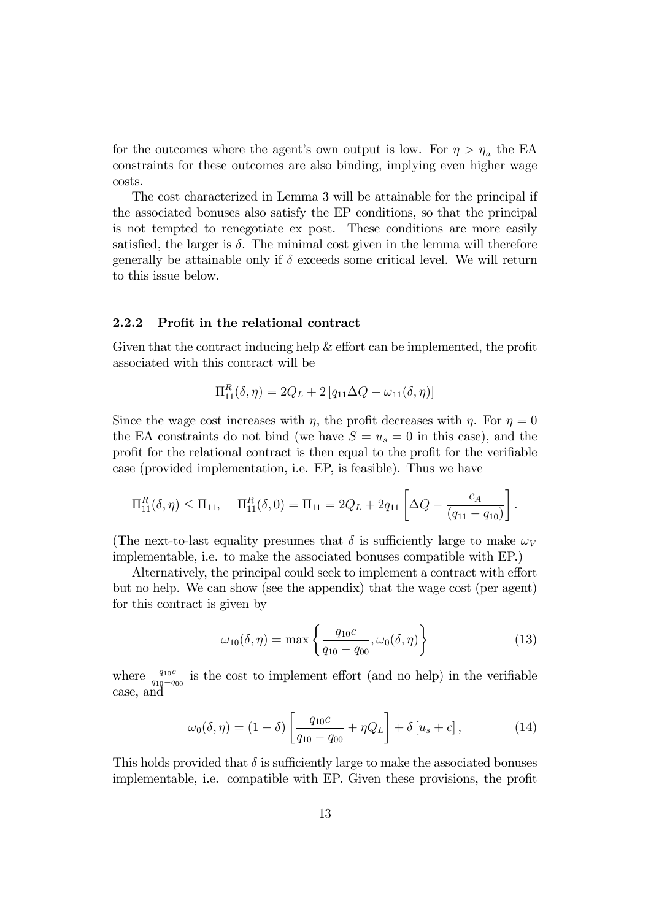for the outcomes where the agent's own output is low. For $\eta > \eta_a$ the EA constraints for these outcomes are also binding, implying even higher wage costs.

The cost characterized in Lemma 3 will be attainable for the principal if the associated bonuses also satisfy the EP conditions, so that the principal is not tempted to renegotiate ex post. These conditions are more easily satisfied, the larger is $\delta$. The minimal cost given in the lemma will therefore generally be attainable only if $\delta$ exceeds some critical level. We will return to this issue below.

### 2.2.2 Profit in the relational contract

Given that the contract inducing help & effort can be implemented, the profit associated with this contract will be

$$\Pi_{11}^R(\delta,\eta) = 2Q_L + 2\left[q_{11}\Delta Q - \omega_{11}(\delta,\eta)\right]$$

Since the wage cost increases with $\eta$, the profit decreases with $\eta$. For $\eta = 0$ the EA constraints do not bind (we have $S = u_s = 0$ in this case), and the profit for the relational contract is then equal to the profit for the verifiable case (provided implementation, i.e. EP, is feasible). Thus we have

$$\Pi_{11}^R(\delta,\eta) \leq \Pi_{11}, \quad \Pi_{11}^R(\delta,0) = \Pi_{11} = 2Q_L + 2q_{11}\left[\Delta Q - \frac{c_A}{(q_{11}-q_{10})}\right].$$

(The next-to-last equality presumes that $\delta$ is sufficiently large to make $\omega_V$ implementable, i.e. to make the associated bonuses compatible with EP.)

Alternatively, the principal could seek to implement a contract with effort but no help. We can show (see the appendix) that the wage cost (per agent) for this contract is given by

$$\omega_{10}(\delta,\eta) = \max\left\{\frac{q_{10}c}{q_{10}-q_{00}}, \omega_0(\delta,\eta)\right\} \tag{13}$$

where $\frac{q_{10}c}{q_{10}-q_{00}}$ is the cost to implement effort (and no help) in the verifiable case, and

$$\omega_0(\delta,\eta) = (1-\delta)\left[\frac{q_{10}c}{q_{10}-q_{00}} + \eta Q_L\right] + \delta\left[u_s + c\right], \tag{14}$$

This holds provided that $\delta$ is sufficiently large to make the associated bonuses implementable, i.e. compatible with EP. Given these provisions, the profit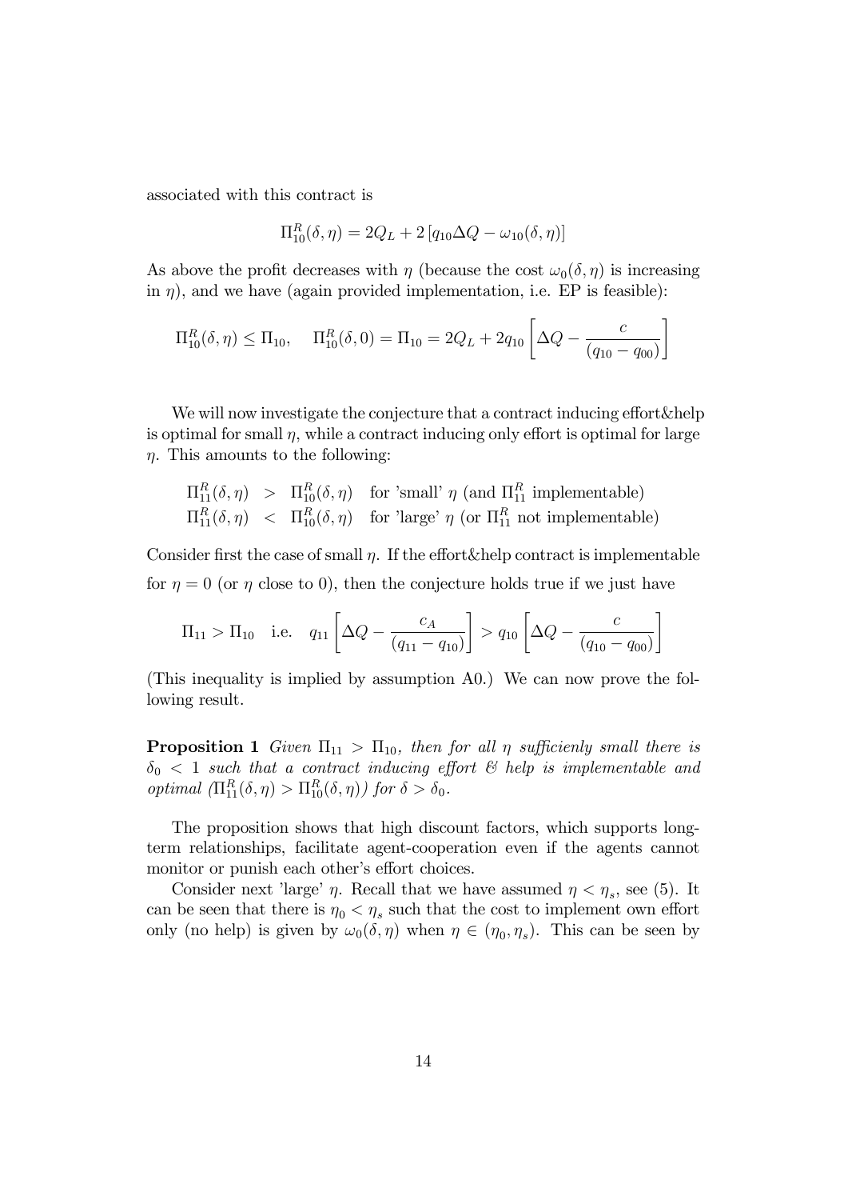associated with this contract is

$$\Pi_{10}^{R}(\delta,\eta) = 2Q_L + 2\left[q_{10}\Delta Q - \omega_{10}(\delta,\eta)\right]$$

As above the profit decreases with $\eta$ (because the cost $\omega_0(\delta,\eta)$ is increasing in $\eta$), and we have (again provided implementation, i.e. EP is feasible):

$$\Pi_{10}^{R}(\delta,\eta) \leq \Pi_{10}, \quad \Pi_{10}^{R}(\delta,0) = \Pi_{10} = 2Q_L + 2q_{10}\left[\Delta Q - \frac{c}{(q_{10}-q_{00})}\right]$$

We will now investigate the conjecture that a contract inducing effort&help is optimal for small $\eta$, while a contract inducing only effort is optimal for large $\eta$. This amounts to the following:

$$\begin{aligned}
\Pi_{11}^{R}(\delta,\eta) &> \Pi_{10}^{R}(\delta,\eta) \quad \text{for 'small' } \eta \text{ (and } \Pi_{11}^{R} \text{ implementable)} \\
\Pi_{11}^{R}(\delta,\eta) &< \Pi_{10}^{R}(\delta,\eta) \quad \text{for 'large' } \eta \text{ (or } \Pi_{11}^{R} \text{ not implementable)}
\end{aligned}$$

Consider first the case of small $\eta$. If the effort&help contract is implementable for $\eta = 0$ (or $\eta$ close to 0), then the conjecture holds true if we just have

$$\Pi_{11} > \Pi_{10} \quad \text{i.e.} \quad q_{11}\left[\Delta Q - \frac{c_A}{(q_{11}-q_{10})}\right] > q_{10}\left[\Delta Q - \frac{c}{(q_{10}-q_{00})}\right]$$

(This inequality is implied by assumption A0.) We can now prove the following result.

**Proposition 1** *Given $\Pi_{11} > \Pi_{10}$, then for all $\eta$ sufficienly small there is $\delta_0 < 1$ such that a contract inducing effort & help is implementable and optimal ($\Pi_{11}^{R}(\delta,\eta) > \Pi_{10}^{R}(\delta,\eta)$) for $\delta > \delta_0$.*

The proposition shows that high discount factors, which supports long-term relationships, facilitate agent-cooperation even if the agents cannot monitor or punish each other's effort choices.

Consider next 'large' $\eta$. Recall that we have assumed $\eta < \eta_s$, see (5). It can be seen that there is $\eta_0 < \eta_s$ such that the cost to implement own effort only (no help) is given by $\omega_0(\delta,\eta)$ when $\eta \in (\eta_0,\eta_s)$. This can be seen by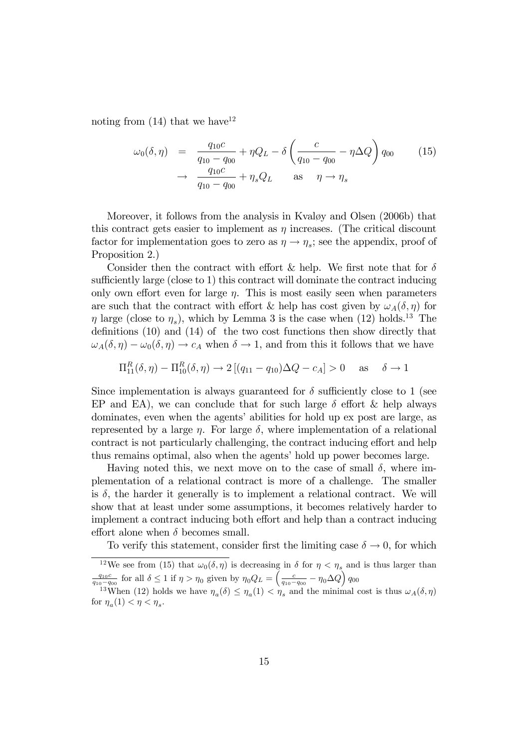noting from (14) that we have[12]

$$
\begin{aligned}
\omega_0(\delta,\eta) &= \frac{q_{10}c}{q_{10}-q_{00}} + \eta Q_L - \delta\left(\frac{c}{q_{10}-q_{00}} - \eta\Delta Q\right) q_{00} \\
&\rightarrow \frac{q_{10}c}{q_{10}-q_{00}} + \eta_s Q_L \qquad \text{as} \quad \eta \rightarrow \eta_s
\end{aligned}
\tag{15}
$$

Moreover, it follows from the analysis in Kvaløy and Olsen (2006b) that this contract gets easier to implement as $\eta$ increases. (The critical discount factor for implementation goes to zero as $\eta \rightarrow \eta_s$; see the appendix, proof of Proposition 2.)

Consider then the contract with effort & help. We first note that for $\delta$ sufficiently large (close to 1) this contract will dominate the contract inducing only own effort even for large $\eta$. This is most easily seen when parameters are such that the contract with effort & help has cost given by $\omega_A(\delta,\eta)$ for $\eta$ large (close to $\eta_s$), which by Lemma 3 is the case when (12) holds.[13] The definitions (10) and (14) of the two cost functions then show directly that $\omega_A(\delta,\eta) - \omega_0(\delta,\eta) \rightarrow c_A$ when $\delta \rightarrow 1$, and from this it follows that we have

$$
\Pi_{11}^R(\delta,\eta) - \Pi_{10}^R(\delta,\eta) \rightarrow 2\left[(q_{11}-q_{10})\Delta Q - c_A\right] > 0 \quad \text{as} \quad \delta \rightarrow 1
$$

Since implementation is always guaranteed for $\delta$ sufficiently close to 1 (see EP and EA), we can conclude that for such large $\delta$ effort & help always dominates, even when the agents' abilities for hold up ex post are large, as represented by a large $\eta$. For large $\delta$, where implementation of a relational contract is not particularly challenging, the contract inducing effort and help thus remains optimal, also when the agents' hold up power becomes large.

Having noted this, we next move on to the case of small $\delta$, where implementation of a relational contract is more of a challenge. The smaller is $\delta$, the harder it generally is to implement a relational contract. We will show that at least under some assumptions, it becomes relatively harder to implement a contract inducing both effort and help than a contract inducing effort alone when $\delta$ becomes small.

To verify this statement, consider first the limiting case $\delta \rightarrow 0$, for which

[12] We see from (15) that $\omega_0(\delta,\eta)$ is decreasing in $\delta$ for $\eta < \eta_s$ and is thus larger than $\frac{q_{10}c}{q_{10}-q_{00}}$ for all $\delta \leq 1$ if $\eta > \eta_0$ given by $\eta_0 Q_L = \left(\frac{c}{q_{10}-q_{00}} - \eta_0\Delta Q\right) q_{00}$

[13] When (12) holds we have $\eta_a(\delta) \leq \eta_a(1) < \eta_s$ and the minimal cost is thus $\omega_A(\delta,\eta)$ for $\eta_a(1) < \eta < \eta_s$.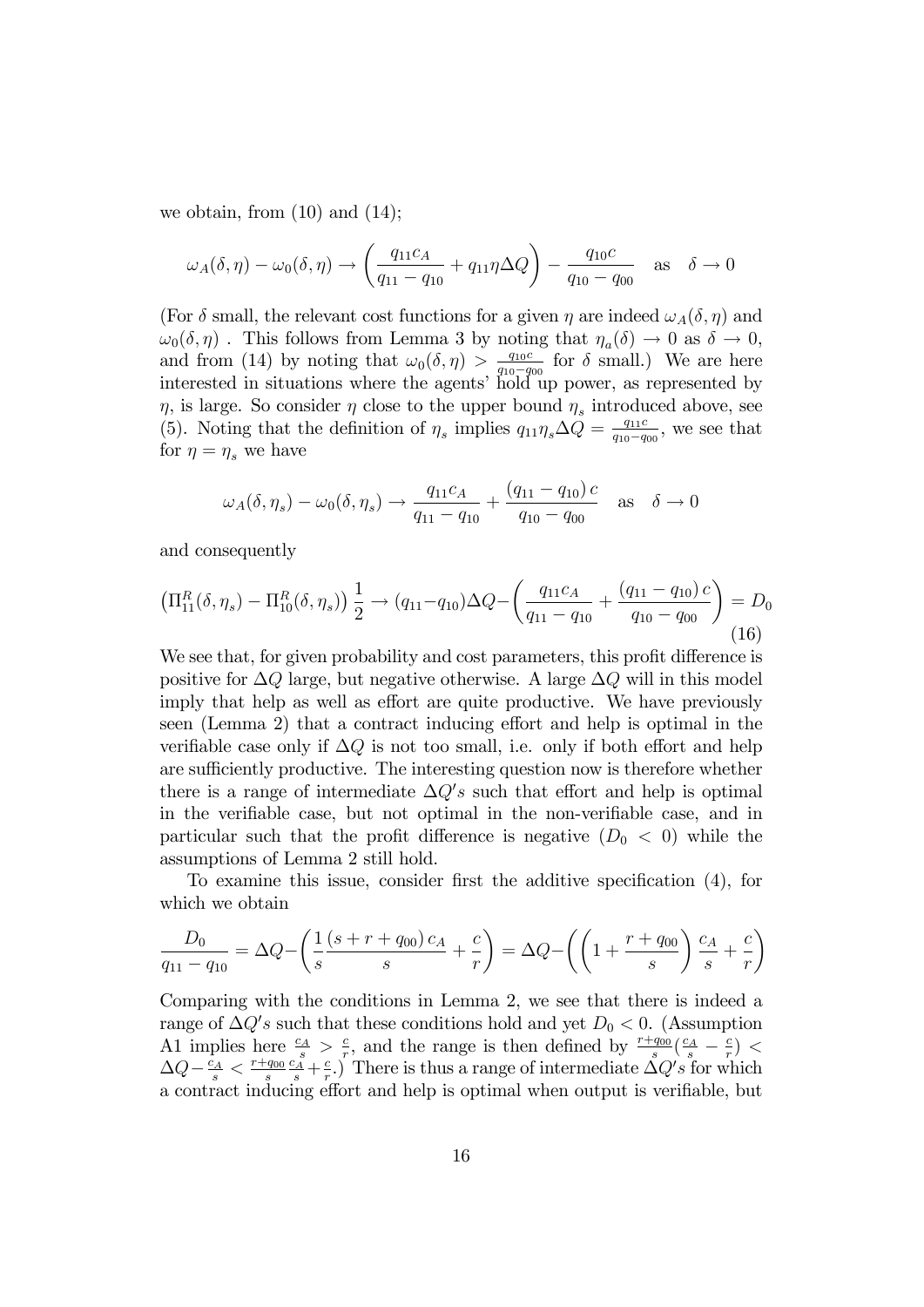we obtain, from (10) and (14);

$$\omega_A(\delta,\eta) - \omega_0(\delta,\eta) \to \left(\frac{q_{11}c_A}{q_{11}-q_{10}} + q_{11}\eta\Delta Q\right) - \frac{q_{10}c}{q_{10}-q_{00}} \quad \text{as} \quad \delta \to 0$$

(For $\delta$ small, the relevant cost functions for a given $\eta$ are indeed $\omega_A(\delta,\eta)$ and $\omega_0(\delta,\eta)$ . This follows from Lemma 3 by noting that $\eta_a(\delta) \to 0$ as $\delta \to 0$, and from (14) by noting that $\omega_0(\delta,\eta) > \frac{q_{10}c}{q_{10}-q_{00}}$ for $\delta$ small.) We are here interested in situations where the agents' hold up power, as represented by $\eta$, is large. So consider $\eta$ close to the upper bound $\eta_s$ introduced above, see (5). Noting that the definition of $\eta_s$ implies $q_{11}\eta_s\Delta Q = \frac{q_{11}c}{q_{10}-q_{00}}$, we see that for $\eta = \eta_s$ we have

$$\omega_A(\delta,\eta_s) - \omega_0(\delta,\eta_s) \to \frac{q_{11}c_A}{q_{11}-q_{10}} + \frac{(q_{11}-q_{10})\,c}{q_{10}-q_{00}} \quad \text{as} \quad \delta \to 0$$

and consequently

$$\left(\Pi_{11}^R(\delta,\eta_s) - \Pi_{10}^R(\delta,\eta_s)\right)\frac{1}{2} \to (q_{11}-q_{10})\Delta Q - \left(\frac{q_{11}c_A}{q_{11}-q_{10}} + \frac{(q_{11}-q_{10})\,c}{q_{10}-q_{00}}\right) = D_0 \tag{16}$$

We see that, for given probability and cost parameters, this profit difference is positive for $\Delta Q$ large, but negative otherwise. A large $\Delta Q$ will in this model imply that help as well as effort are quite productive. We have previously seen (Lemma 2) that a contract inducing effort and help is optimal in the verifiable case only if $\Delta Q$ is not too small, i.e. only if both effort and help are sufficiently productive. The interesting question now is therefore whether there is a range of intermediate $\Delta Q's$ such that effort and help is optimal in the verifiable case, but not optimal in the non-verifiable case, and in particular such that the profit difference is negative ($D_0 < 0$) while the assumptions of Lemma 2 still hold.

To examine this issue, consider first the additive specification (4), for which we obtain

$$\frac{D_0}{q_{11}-q_{10}} = \Delta Q - \left(\frac{1}{s}\frac{(s+r+q_{00})\,c_A}{s} + \frac{c}{r}\right) = \Delta Q - \left(\left(1+\frac{r+q_{00}}{s}\right)\frac{c_A}{s} + \frac{c}{r}\right)$$

Comparing with the conditions in Lemma 2, we see that there is indeed a range of $\Delta Q's$ such that these conditions hold and yet $D_0 < 0$. (Assumption A1 implies here $\frac{c_A}{s} > \frac{c}{r}$, and the range is then defined by $\frac{r+q_{00}}{s}(\frac{c_A}{s} - \frac{c}{r}) < \Delta Q - \frac{c_A}{s} < \frac{r+q_{00}}{s}\frac{c_A}{s} + \frac{c}{r}$.) There is thus a range of intermediate $\Delta Q's$ for which a contract inducing effort and help is optimal when output is verifiable, but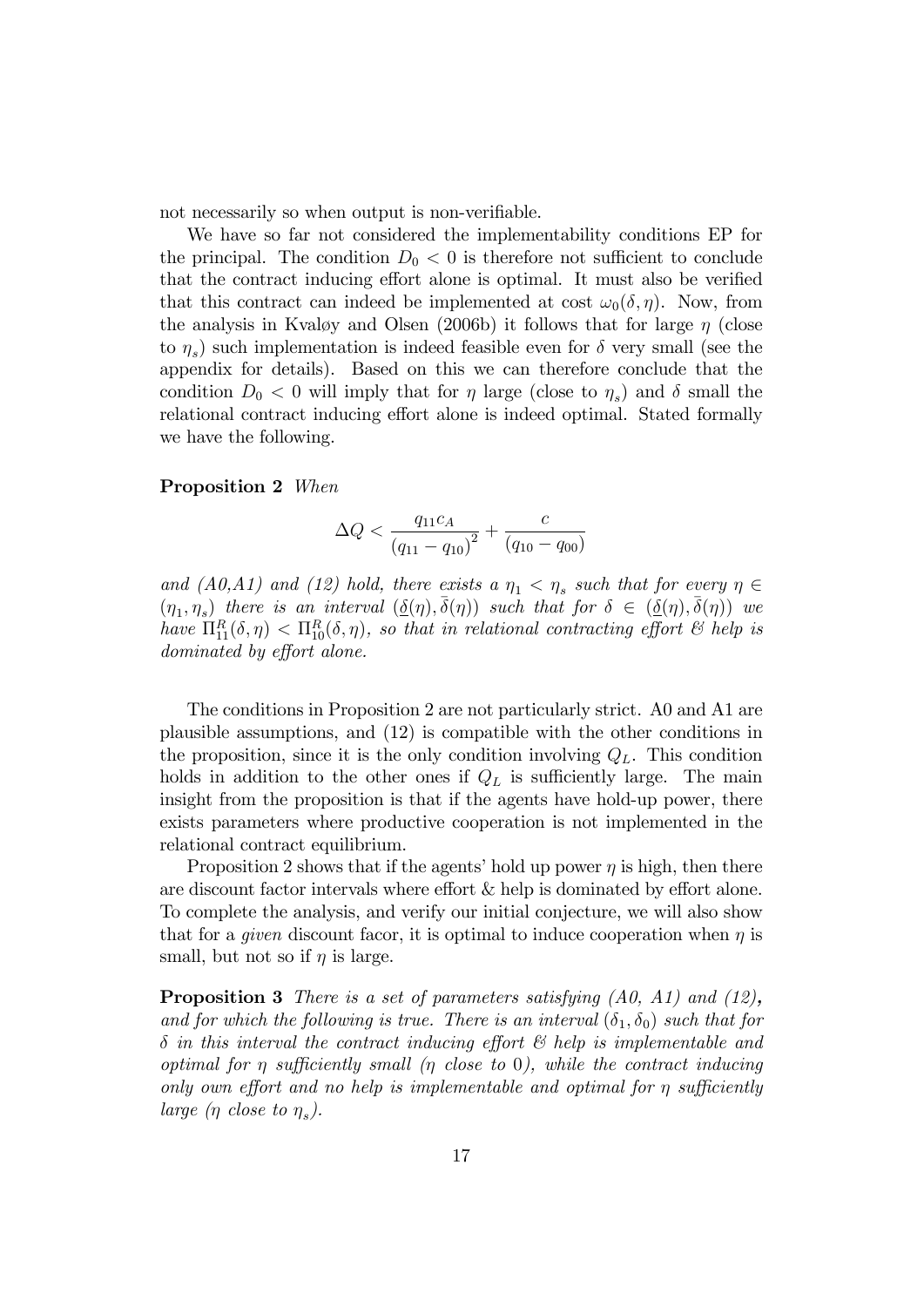not necessarily so when output is non-verifiable.

We have so far not considered the implementability conditions EP for the principal. The condition $D_0 < 0$ is therefore not sufficient to conclude that the contract inducing effort alone is optimal. It must also be verified that this contract can indeed be implemented at cost $\omega_0(\delta, \eta)$. Now, from the analysis in Kvaløy and Olsen (2006b) it follows that for large $\eta$ (close to $\eta_s$) such implementation is indeed feasible even for $\delta$ very small (see the appendix for details). Based on this we can therefore conclude that the condition $D_0 < 0$ will imply that for $\eta$ large (close to $\eta_s$) and $\delta$ small the relational contract inducing effort alone is indeed optimal. Stated formally we have the following.

**Proposition 2** *When*

$$\Delta Q < \frac{q_{11}c_A}{(q_{11} - q_{10})^2} + \frac{c}{(q_{10} - q_{00})}$$

*and (A0,A1) and (12) hold, there exists a $\eta_1 < \eta_s$ such that for every $\eta \in (\eta_1, \eta_s)$ there is an interval $(\underline{\delta}(\eta), \bar{\delta}(\eta))$ such that for $\delta \in (\underline{\delta}(\eta), \bar{\delta}(\eta))$ we have $\Pi^R_{11}(\delta, \eta) < \Pi^R_{10}(\delta, \eta)$, so that in relational contracting effort & help is dominated by effort alone.*

The conditions in Proposition 2 are not particularly strict. A0 and A1 are plausible assumptions, and (12) is compatible with the other conditions in the proposition, since it is the only condition involving $Q_L$. This condition holds in addition to the other ones if $Q_L$ is sufficiently large. The main insight from the proposition is that if the agents have hold-up power, there exists parameters where productive cooperation is not implemented in the relational contract equilibrium.

Proposition 2 shows that if the agents' hold up power $\eta$ is high, then there are discount factor intervals where effort & help is dominated by effort alone. To complete the analysis, and verify our initial conjecture, we will also show that for a *given* discount facor, it is optimal to induce cooperation when $\eta$ is small, but not so if $\eta$ is large.

**Proposition 3** *There is a set of parameters satisfying (A0, A1) and (12)***,** *and for which the following is true. There is an interval $(\delta_1, \delta_0)$ such that for $\delta$ in this interval the contract inducing effort & help is implementable and optimal for $\eta$ sufficiently small ($\eta$ close to 0), while the contract inducing only own effort and no help is implementable and optimal for $\eta$ sufficiently large ($\eta$ close to $\eta_s$).*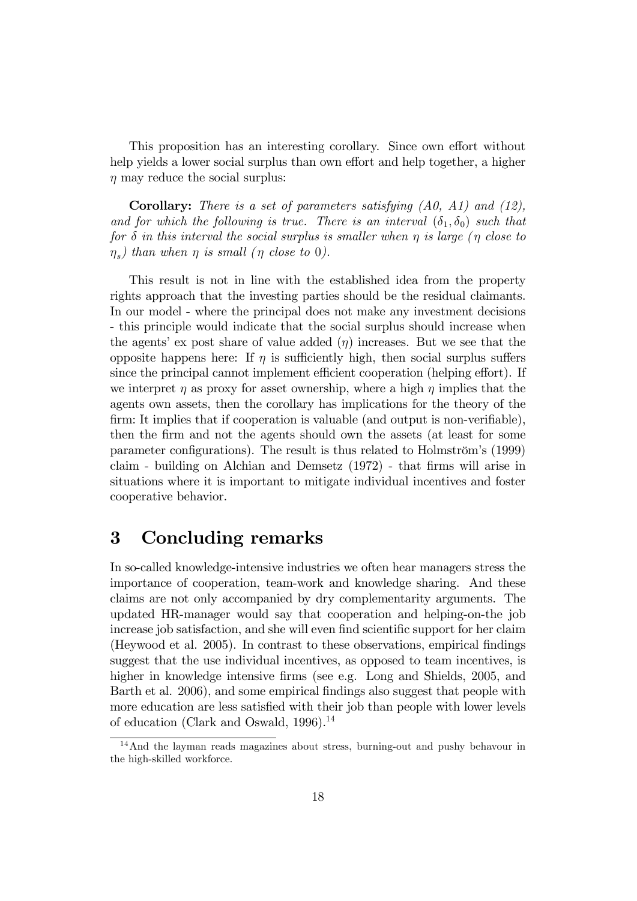This proposition has an interesting corollary. Since own effort without help yields a lower social surplus than own effort and help together, a higher $\eta$ may reduce the social surplus:

**Corollary:** *There is a set of parameters satisfying (A0, A1) and (12), and for which the following is true. There is an interval $(\delta_1, \delta_0)$ such that for $\delta$ in this interval the social surplus is smaller when $\eta$ is large ($\eta$ close to $\eta_s$) than when $\eta$ is small ($\eta$ close to 0).*

This result is not in line with the established idea from the property rights approach that the investing parties should be the residual claimants. In our model - where the principal does not make any investment decisions - this principle would indicate that the social surplus should increase when the agents' ex post share of value added ($\eta$) increases. But we see that the opposite happens here: If $\eta$ is sufficiently high, then social surplus suffers since the principal cannot implement efficient cooperation (helping effort). If we interpret $\eta$ as proxy for asset ownership, where a high $\eta$ implies that the agents own assets, then the corollary has implications for the theory of the firm: It implies that if cooperation is valuable (and output is non-verifiable), then the firm and not the agents should own the assets (at least for some parameter configurations). The result is thus related to Holmström's (1999) claim - building on Alchian and Demsetz (1972) - that firms will arise in situations where it is important to mitigate individual incentives and foster cooperative behavior.

# 3 Concluding remarks

In so-called knowledge-intensive industries we often hear managers stress the importance of cooperation, team-work and knowledge sharing. And these claims are not only accompanied by dry complementarity arguments. The updated HR-manager would say that cooperation and helping-on-the job increase job satisfaction, and she will even find scientific support for her claim (Heywood et al. 2005). In contrast to these observations, empirical findings suggest that the use individual incentives, as opposed to team incentives, is higher in knowledge intensive firms (see e.g. Long and Shields, 2005, and Barth et al. 2006), and some empirical findings also suggest that people with more education are less satisfied with their job than people with lower levels of education (Clark and Oswald, 1996).[14]

[14] And the layman reads magazines about stress, burning-out and pushy behavour in the high-skilled workforce.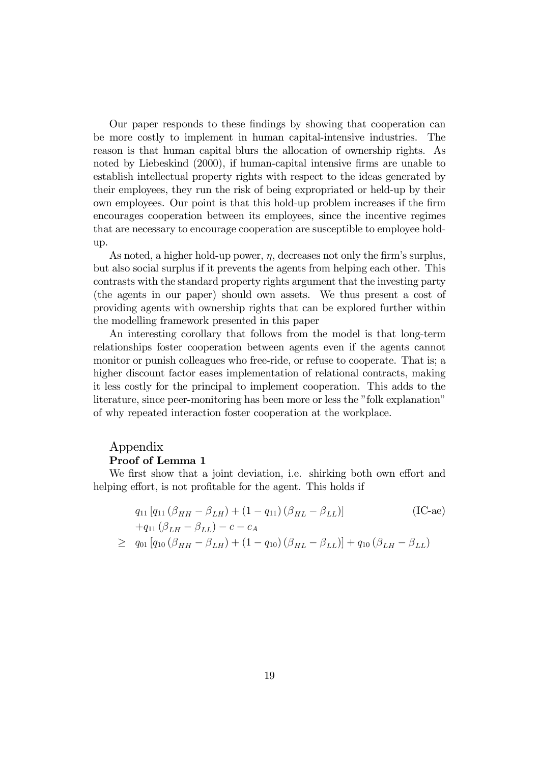Our paper responds to these findings by showing that cooperation can be more costly to implement in human capital-intensive industries. The reason is that human capital blurs the allocation of ownership rights. As noted by Liebeskind (2000), if human-capital intensive firms are unable to establish intellectual property rights with respect to the ideas generated by their employees, they run the risk of being expropriated or held-up by their own employees. Our point is that this hold-up problem increases if the firm encourages cooperation between its employees, since the incentive regimes that are necessary to encourage cooperation are susceptible to employee hold-up.

As noted, a higher hold-up power, $\eta$, decreases not only the firm's surplus, but also social surplus if it prevents the agents from helping each other. This contrasts with the standard property rights argument that the investing party (the agents in our paper) should own assets. We thus present a cost of providing agents with ownership rights that can be explored further within the modelling framework presented in this paper

An interesting corollary that follows from the model is that long-term relationships foster cooperation between agents even if the agents cannot monitor or punish colleagues who free-ride, or refuse to cooperate. That is; a higher discount factor eases implementation of relational contracts, making it less costly for the principal to implement cooperation. This adds to the literature, since peer-monitoring has been more or less the "folk explanation" of why repeated interaction foster cooperation at the workplace.

# Appendix

**Proof of Lemma 1**

We first show that a joint deviation, i.e. shirking both own effort and helping effort, is not profitable for the agent. This holds if

$$
\begin{aligned}
& q_{11}\left[q_{11}\left(\beta_{HH}-\beta_{LH}\right)+\left(1-q_{11}\right)\left(\beta_{HL}-\beta_{LL}\right)\right] \qquad \text{(IC-ae)} \\
& +q_{11}\left(\beta_{LH}-\beta_{LL}\right)-c-c_{A} \\
\geq\ & q_{01}\left[q_{10}\left(\beta_{HH}-\beta_{LH}\right)+\left(1-q_{10}\right)\left(\beta_{HL}-\beta_{LL}\right)\right]+q_{10}\left(\beta_{LH}-\beta_{LL}\right)
\end{aligned}
$$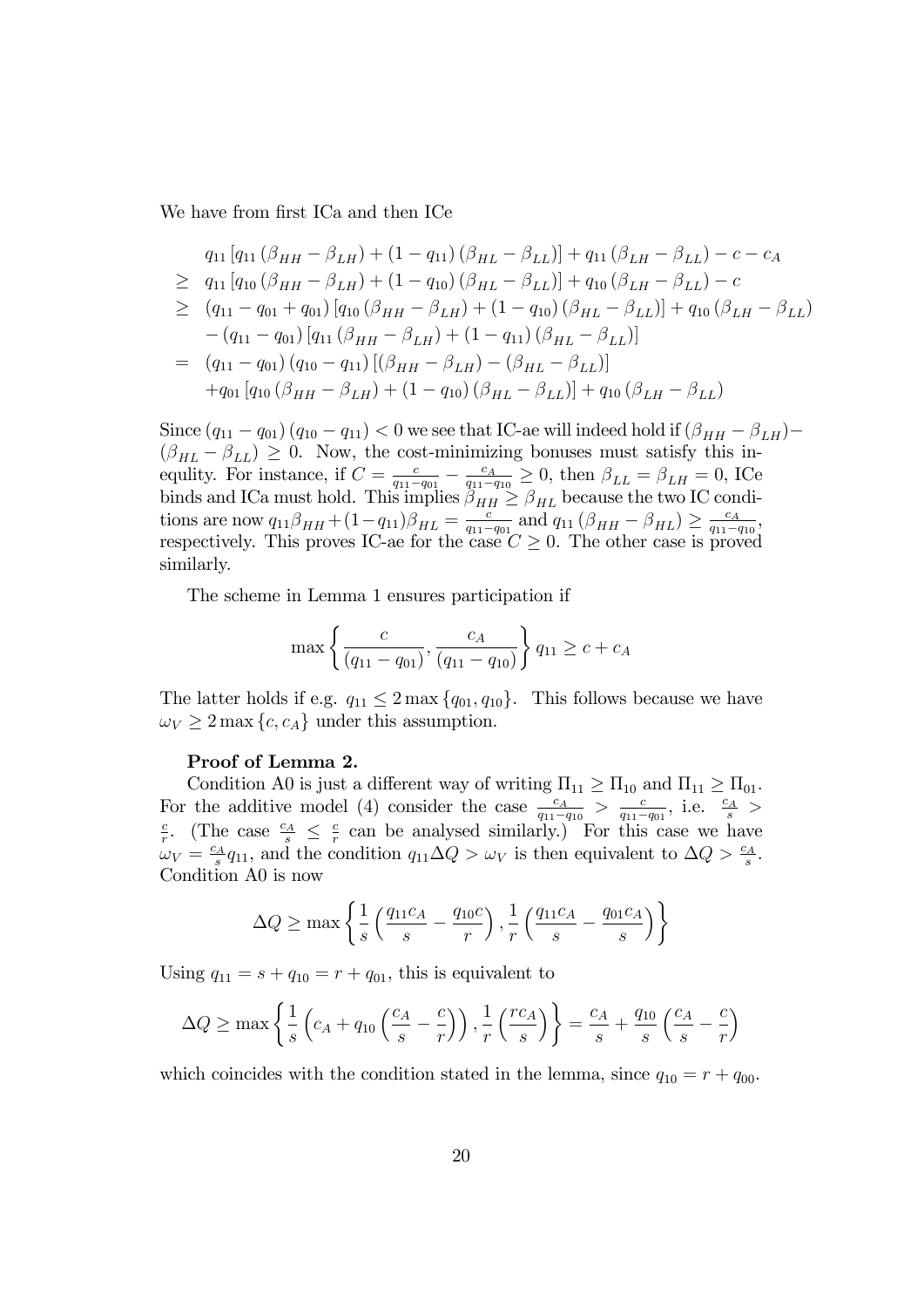We have from first ICa and then ICe

$$
\begin{aligned}
& q_{11}\left[q_{11}\left(\beta_{HH}-\beta_{LH}\right)+\left(1-q_{11}\right)\left(\beta_{HL}-\beta_{LL}\right)\right]+q_{11}\left(\beta_{LH}-\beta_{LL}\right)-c-c_A \\
\geq \; & q_{11}\left[q_{10}\left(\beta_{HH}-\beta_{LH}\right)+\left(1-q_{10}\right)\left(\beta_{HL}-\beta_{LL}\right)\right]+q_{10}\left(\beta_{LH}-\beta_{LL}\right)-c \\
\geq \; & \left(q_{11}-q_{01}+q_{01}\right)\left[q_{10}\left(\beta_{HH}-\beta_{LH}\right)+\left(1-q_{10}\right)\left(\beta_{HL}-\beta_{LL}\right)\right]+q_{10}\left(\beta_{LH}-\beta_{LL}\right) \\
& -\left(q_{11}-q_{01}\right)\left[q_{11}\left(\beta_{HH}-\beta_{LH}\right)+\left(1-q_{11}\right)\left(\beta_{HL}-\beta_{LL}\right)\right] \\
= \; & \left(q_{11}-q_{01}\right)\left(q_{10}-q_{11}\right)\left[\left(\beta_{HH}-\beta_{LH}\right)-\left(\beta_{HL}-\beta_{LL}\right)\right] \\
& +q_{01}\left[q_{10}\left(\beta_{HH}-\beta_{LH}\right)+\left(1-q_{10}\right)\left(\beta_{HL}-\beta_{LL}\right)\right]+q_{10}\left(\beta_{LH}-\beta_{LL}\right)
\end{aligned}
$$

Since $\left(q_{11}-q_{01}\right)\left(q_{10}-q_{11}\right)<0$ we see that IC-ae will indeed hold if $\left(\beta_{HH}-\beta_{LH}\right)-\left(\beta_{HL}-\beta_{LL}\right)\geq 0$. Now, the cost-minimizing bonuses must satisfy this inequlity. For instance, if $C=\frac{c}{q_{11}-q_{01}}-\frac{c_A}{q_{11}-q_{10}}\geq 0$, then $\beta_{LL}=\beta_{LH}=0$, ICe binds and ICa must hold. This implies $\beta_{HH}\geq\beta_{HL}$ because the two IC conditions are now $q_{11}\beta_{HH}+(1-q_{11})\beta_{HL}=\frac{c}{q_{11}-q_{01}}$ and $q_{11}\left(\beta_{HH}-\beta_{HL}\right)\geq\frac{c_A}{q_{11}-q_{10}}$, respectively. This proves IC-ae for the case $C\geq 0$. The other case is proved similarly.

The scheme in Lemma 1 ensures participation if

$$
\max\left\{\frac{c}{\left(q_{11}-q_{01}\right)},\frac{c_A}{\left(q_{11}-q_{10}\right)}\right\}q_{11}\geq c+c_A
$$

The latter holds if e.g. $q_{11}\leq 2\max\left\{q_{01},q_{10}\right\}$. This follows because we have $\omega_V\geq 2\max\left\{c,c_A\right\}$ under this assumption.

**Proof of Lemma 2.**

Condition A0 is just a different way of writing $\Pi_{11}\geq\Pi_{10}$ and $\Pi_{11}\geq\Pi_{01}$. For the additive model (4) consider the case $\frac{c_A}{q_{11}-q_{10}}>\frac{c}{q_{11}-q_{01}}$, i.e. $\frac{c_A}{s}>\frac{c}{r}$. (The case $\frac{c_A}{s}\leq\frac{c}{r}$ can be analysed similarly.) For this case we have $\omega_V=\frac{c_A}{s}q_{11}$, and the condition $q_{11}\Delta Q>\omega_V$ is then equivalent to $\Delta Q>\frac{c_A}{s}$. Condition A0 is now

$$
\Delta Q\geq\max\left\{\frac{1}{s}\left(\frac{q_{11}c_A}{s}-\frac{q_{10}c}{r}\right),\frac{1}{r}\left(\frac{q_{11}c_A}{s}-\frac{q_{01}c_A}{s}\right)\right\}
$$

Using $q_{11}=s+q_{10}=r+q_{01}$, this is equivalent to

$$
\Delta Q\geq\max\left\{\frac{1}{s}\left(c_A+q_{10}\left(\frac{c_A}{s}-\frac{c}{r}\right)\right),\frac{1}{r}\left(\frac{rc_A}{s}\right)\right\}=\frac{c_A}{s}+\frac{q_{10}}{s}\left(\frac{c_A}{s}-\frac{c}{r}\right)
$$

which coincides with the condition stated in the lemma, since $q_{10}=r+q_{00}$.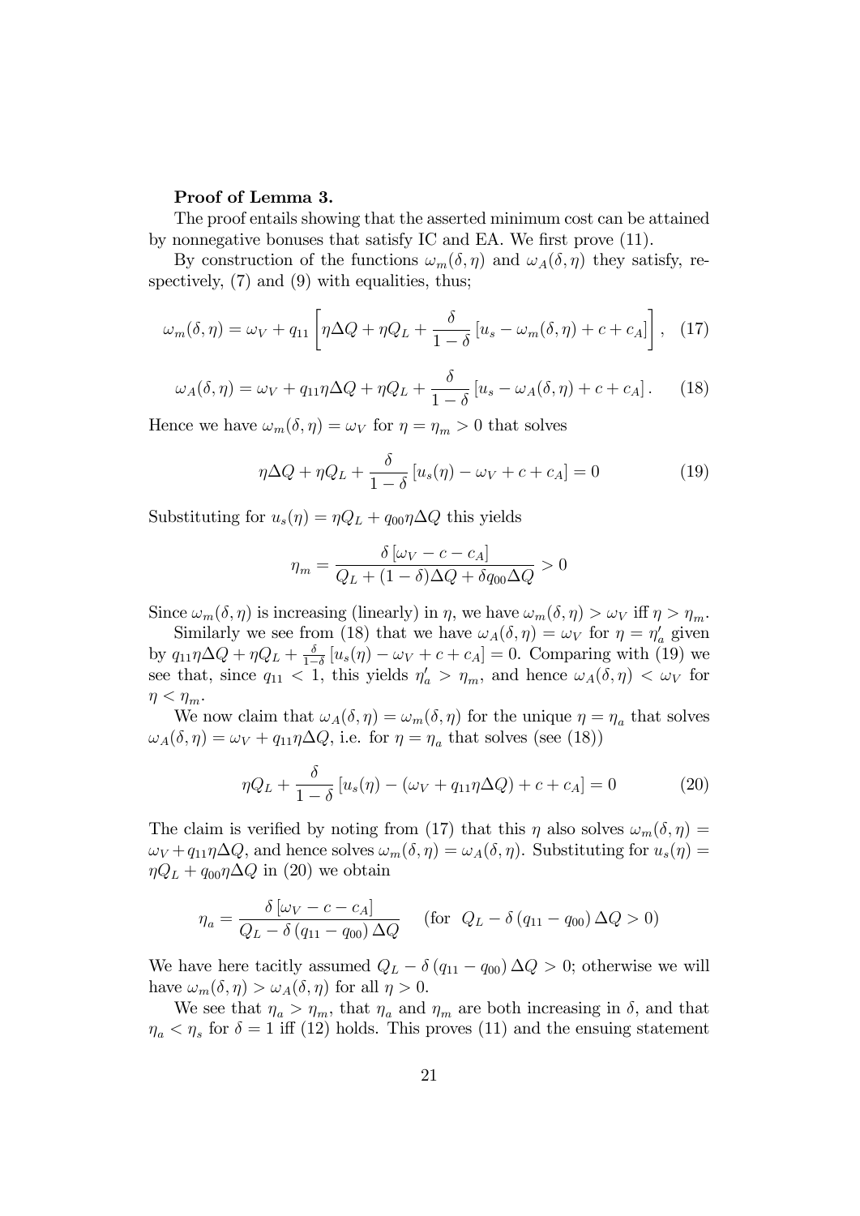**Proof of Lemma 3.**

The proof entails showing that the asserted minimum cost can be attained by nonnegative bonuses that satisfy IC and EA. We first prove (11).

By construction of the functions $\omega_m(\delta, \eta)$ and $\omega_A(\delta, \eta)$ they satisfy, respectively, (7) and (9) with equalities, thus;

$$\omega_m(\delta, \eta) = \omega_V + q_{11} \left[ \eta \Delta Q + \eta Q_L + \frac{\delta}{1-\delta} \left[ u_s - \omega_m(\delta, \eta) + c + c_A \right] \right], \quad (17)$$

$$\omega_A(\delta, \eta) = \omega_V + q_{11} \eta \Delta Q + \eta Q_L + \frac{\delta}{1-\delta} \left[ u_s - \omega_A(\delta, \eta) + c + c_A \right]. \quad (18)$$

Hence we have $\omega_m(\delta, \eta) = \omega_V$ for $\eta = \eta_m > 0$ that solves

$$\eta \Delta Q + \eta Q_L + \frac{\delta}{1-\delta} \left[ u_s(\eta) - \omega_V + c + c_A \right] = 0 \quad (19)$$

Substituting for $u_s(\eta) = \eta Q_L + q_{00} \eta \Delta Q$ this yields

$$\eta_m = \frac{\delta \left[ \omega_V - c - c_A \right]}{Q_L + (1-\delta) \Delta Q + \delta q_{00} \Delta Q} > 0$$

Since $\omega_m(\delta, \eta)$ is increasing (linearly) in $\eta$, we have $\omega_m(\delta, \eta) > \omega_V$ iff $\eta > \eta_m$.

Similarly we see from (18) that we have $\omega_A(\delta, \eta) = \omega_V$ for $\eta = \eta'_a$ given by $q_{11} \eta \Delta Q + \eta Q_L + \frac{\delta}{1-\delta} \left[ u_s(\eta) - \omega_V + c + c_A \right] = 0$. Comparing with (19) we see that, since $q_{11} < 1$, this yields $\eta'_a > \eta_m$, and hence $\omega_A(\delta, \eta) < \omega_V$ for $\eta < \eta_m$.

We now claim that $\omega_A(\delta, \eta) = \omega_m(\delta, \eta)$ for the unique $\eta = \eta_a$ that solves $\omega_A(\delta, \eta) = \omega_V + q_{11} \eta \Delta Q$, i.e. for $\eta = \eta_a$ that solves (see (18))

$$\eta Q_L + \frac{\delta}{1-\delta} \left[ u_s(\eta) - (\omega_V + q_{11} \eta \Delta Q) + c + c_A \right] = 0 \quad (20)$$

The claim is verified by noting from (17) that this $\eta$ also solves $\omega_m(\delta, \eta) = \omega_V + q_{11} \eta \Delta Q$, and hence solves $\omega_m(\delta, \eta) = \omega_A(\delta, \eta)$. Substituting for $u_s(\eta) = \eta Q_L + q_{00} \eta \Delta Q$ in (20) we obtain

$$\eta_a = \frac{\delta \left[ \omega_V - c - c_A \right]}{Q_L - \delta \left( q_{11} - q_{00} \right) \Delta Q} \qquad \left( \text{for } \; Q_L - \delta \left( q_{11} - q_{00} \right) \Delta Q > 0 \right)$$

We have here tacitly assumed $Q_L - \delta \left( q_{11} - q_{00} \right) \Delta Q > 0$; otherwise we will have $\omega_m(\delta, \eta) > \omega_A(\delta, \eta)$ for all $\eta > 0$.

We see that $\eta_a > \eta_m$, that $\eta_a$ and $\eta_m$ are both increasing in $\delta$, and that $\eta_a < \eta_s$ for $\delta = 1$ iff (12) holds. This proves (11) and the ensuing statement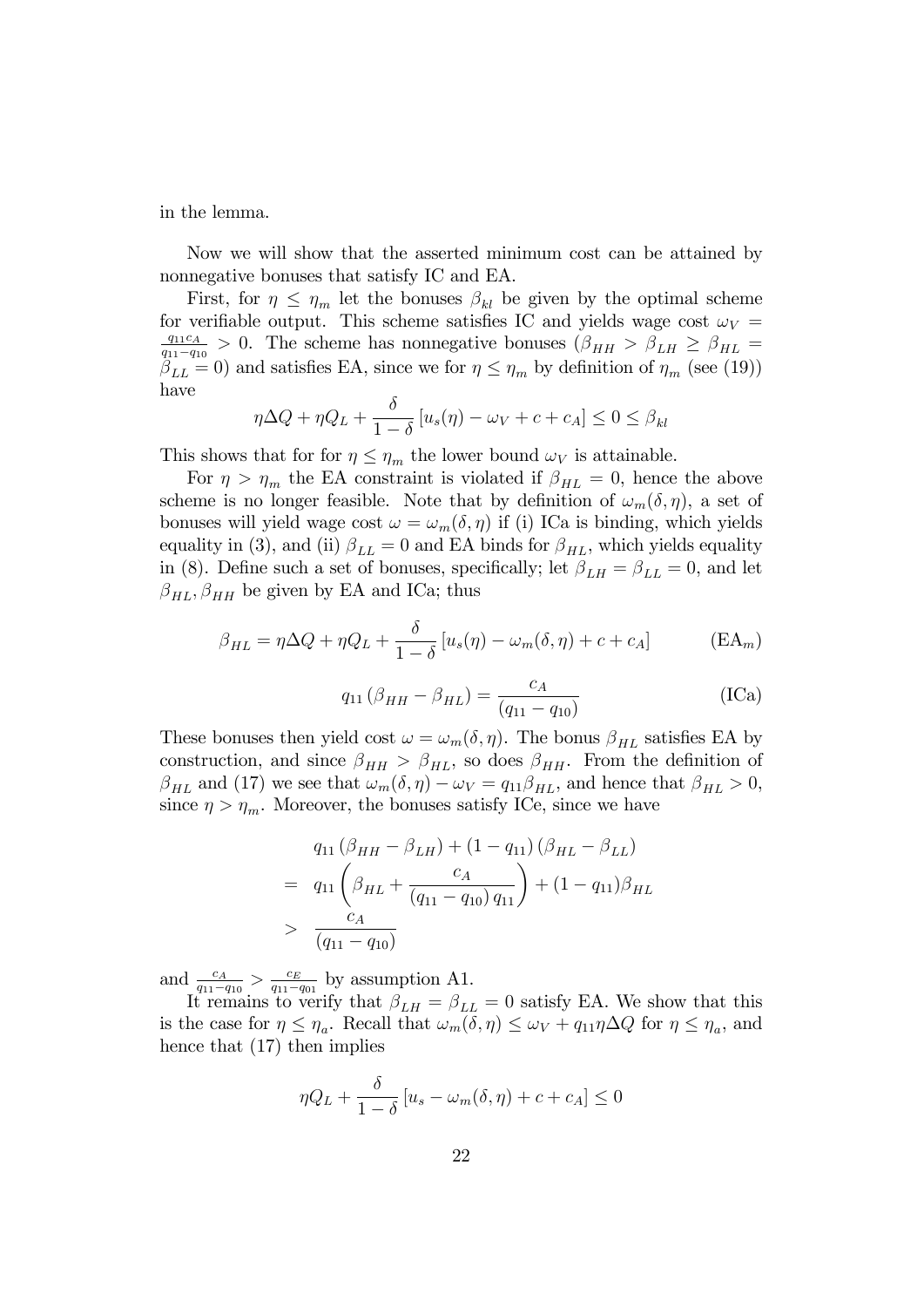in the lemma.

Now we will show that the asserted minimum cost can be attained by nonnegative bonuses that satisfy IC and EA.

First, for $\eta \leq \eta_m$ let the bonuses $\beta_{kl}$ be given by the optimal scheme for verifiable output. This scheme satisfies IC and yields wage cost $\omega_V = \frac{q_{11}c_A}{q_{11}-q_{10}} > 0$. The scheme has nonnegative bonuses ($\beta_{HH} > \beta_{LH} \geq \beta_{HL} = \beta_{LL} = 0$) and satisfies EA, since we for $\eta \leq \eta_m$ by definition of $\eta_m$ (see (19)) have

$$\eta \Delta Q + \eta Q_L + \frac{\delta}{1-\delta}\left[u_s(\eta) - \omega_V + c + c_A\right] \leq 0 \leq \beta_{kl}$$

This shows that for for $\eta \leq \eta_m$ the lower bound $\omega_V$ is attainable.

For $\eta > \eta_m$ the EA constraint is violated if $\beta_{HL} = 0$, hence the above scheme is no longer feasible. Note that by definition of $\omega_m(\delta, \eta)$, a set of bonuses will yield wage cost $\omega = \omega_m(\delta, \eta)$ if (i) ICa is binding, which yields equality in (3), and (ii) $\beta_{LL} = 0$ and EA binds for $\beta_{HL}$, which yields equality in (8). Define such a set of bonuses, specifically; let $\beta_{LH} = \beta_{LL} = 0$, and let $\beta_{HL}, \beta_{HH}$ be given by EA and ICa; thus

$$\beta_{HL} = \eta \Delta Q + \eta Q_L + \frac{\delta}{1-\delta}\left[u_s(\eta) - \omega_m(\delta, \eta) + c + c_A\right] \qquad (\text{EA}_m)$$

$$q_{11}\left(\beta_{HH} - \beta_{HL}\right) = \frac{c_A}{(q_{11} - q_{10})} \qquad (\text{ICa})$$

These bonuses then yield cost $\omega = \omega_m(\delta, \eta)$. The bonus $\beta_{HL}$ satisfies EA by construction, and since $\beta_{HH} > \beta_{HL}$, so does $\beta_{HH}$. From the definition of $\beta_{HL}$ and (17) we see that $\omega_m(\delta, \eta) - \omega_V = q_{11}\beta_{HL}$, and hence that $\beta_{HL} > 0$, since $\eta > \eta_m$. Moreover, the bonuses satisfy ICe, since we have

$$\begin{aligned}
& q_{11}\left(\beta_{HH} - \beta_{LH}\right) + (1 - q_{11})\left(\beta_{HL} - \beta_{LL}\right) \\
= \; & q_{11}\left(\beta_{HL} + \frac{c_A}{(q_{11} - q_{10})\, q_{11}}\right) + (1 - q_{11})\beta_{HL} \\
> \; & \frac{c_A}{(q_{11} - q_{10})}
\end{aligned}$$

and $\frac{c_A}{q_{11}-q_{10}} > \frac{c_E}{q_{11}-q_{01}}$ by assumption A1.

It remains to verify that $\beta_{LH} = \beta_{LL} = 0$ satisfy EA. We show that this is the case for $\eta \leq \eta_a$. Recall that $\omega_m(\delta, \eta) \leq \omega_V + q_{11}\eta \Delta Q$ for $\eta \leq \eta_a$, and hence that (17) then implies

$$\eta Q_L + \frac{\delta}{1-\delta}\left[u_s - \omega_m(\delta, \eta) + c + c_A\right] \leq 0$$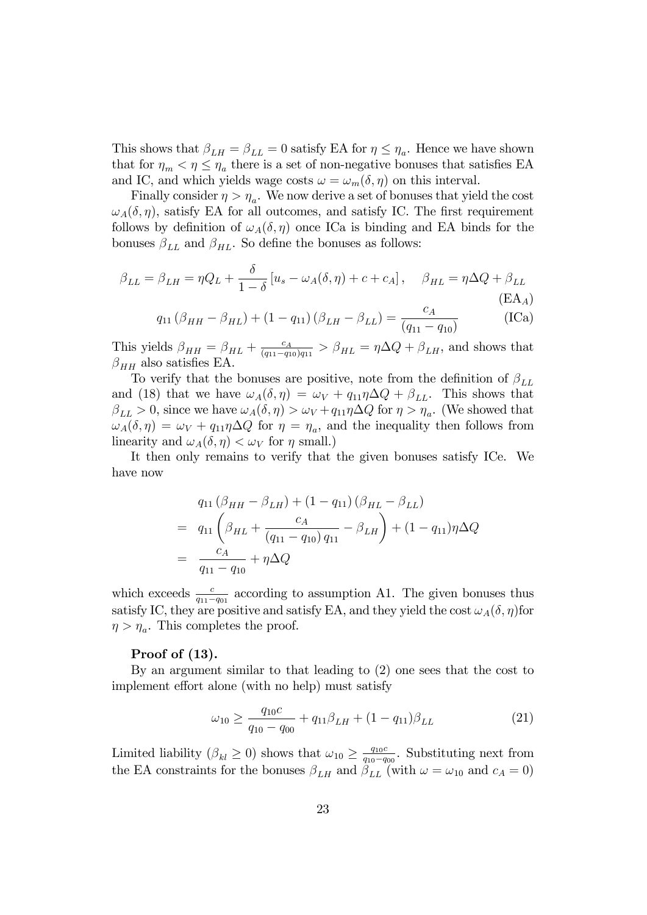This shows that $\beta_{LH} = \beta_{LL} = 0$ satisfy EA for $\eta \leq \eta_a$. Hence we have shown that for $\eta_m < \eta \leq \eta_a$ there is a set of non-negative bonuses that satisfies EA and IC, and which yields wage costs $\omega = \omega_m(\delta, \eta)$ on this interval.

Finally consider $\eta > \eta_a$. We now derive a set of bonuses that yield the cost $\omega_A(\delta, \eta)$, satisfy EA for all outcomes, and satisfy IC. The first requirement follows by definition of $\omega_A(\delta, \eta)$ once ICa is binding and EA binds for the bonuses $\beta_{LL}$ and $\beta_{HL}$. So define the bonuses as follows:

$$\beta_{LL} = \beta_{LH} = \eta Q_L + \frac{\delta}{1-\delta}\left[u_s - \omega_A(\delta,\eta) + c + c_A\right], \quad \beta_{HL} = \eta \Delta Q + \beta_{LL} \tag{EA$_A$}$$

$$q_{11}\left(\beta_{HH} - \beta_{HL}\right) + (1-q_{11})\left(\beta_{LH} - \beta_{LL}\right) = \frac{c_A}{(q_{11} - q_{10})} \tag{ICa}$$

This yields $\beta_{HH} = \beta_{HL} + \frac{c_A}{(q_{11}-q_{10})q_{11}} > \beta_{HL} = \eta\Delta Q + \beta_{LH}$, and shows that $\beta_{HH}$ also satisfies EA.

To verify that the bonuses are positive, note from the definition of $\beta_{LL}$ and (18) that we have $\omega_A(\delta,\eta) = \omega_V + q_{11}\eta\Delta Q + \beta_{LL}$. This shows that $\beta_{LL} > 0$, since we have $\omega_A(\delta,\eta) > \omega_V + q_{11}\eta\Delta Q$ for $\eta > \eta_a$. (We showed that $\omega_A(\delta,\eta) = \omega_V + q_{11}\eta\Delta Q$ for $\eta = \eta_a$, and the inequality then follows from linearity and $\omega_A(\delta,\eta) < \omega_V$ for $\eta$ small.)

It then only remains to verify that the given bonuses satisfy ICe. We have now

$$\begin{aligned}
& q_{11}\left(\beta_{HH} - \beta_{LH}\right) + (1-q_{11})\left(\beta_{HL} - \beta_{LL}\right) \\
= \;& q_{11}\left(\beta_{HL} + \frac{c_A}{(q_{11}-q_{10})\,q_{11}} - \beta_{LH}\right) + (1-q_{11})\eta\Delta Q \\
= \;& \frac{c_A}{q_{11}-q_{10}} + \eta\Delta Q
\end{aligned}$$

which exceeds $\frac{c}{q_{11}-q_{01}}$ according to assumption A1. The given bonuses thus satisfy IC, they are positive and satisfy EA, and they yield the cost $\omega_A(\delta,\eta)$ for $\eta > \eta_a$. This completes the proof.

**Proof of (13).**

By an argument similar to that leading to (2) one sees that the cost to implement effort alone (with no help) must satisfy

$$\omega_{10} \geq \frac{q_{10}c}{q_{10}-q_{00}} + q_{11}\beta_{LH} + (1-q_{11})\beta_{LL} \tag{21}$$

Limited liability ($\beta_{kl} \geq 0$) shows that $\omega_{10} \geq \frac{q_{10}c}{q_{10}-q_{00}}$. Substituting next from the EA constraints for the bonuses $\beta_{LH}$ and $\beta_{LL}$ (with $\omega = \omega_{10}$ and $c_A = 0$)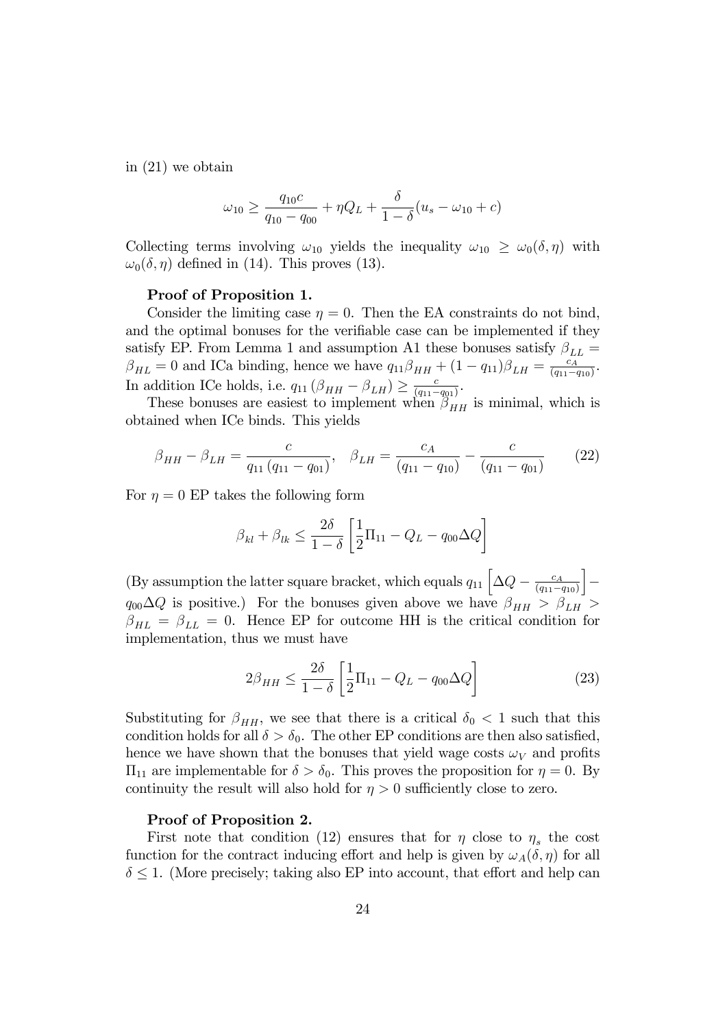in (21) we obtain

$$\omega_{10} \geq \frac{q_{10}c}{q_{10} - q_{00}} + \eta Q_L + \frac{\delta}{1-\delta}(u_s - \omega_{10} + c)$$

Collecting terms involving $\omega_{10}$ yields the inequality $\omega_{10} \geq \omega_0(\delta, \eta)$ with $\omega_0(\delta, \eta)$ defined in (14). This proves (13).

**Proof of Proposition 1.**

Consider the limiting case $\eta = 0$. Then the EA constraints do not bind, and the optimal bonuses for the verifiable case can be implemented if they satisfy EP. From Lemma 1 and assumption A1 these bonuses satisfy $\beta_{LL} = \beta_{HL} = 0$ and ICa binding, hence we have $q_{11}\beta_{HH} + (1 - q_{11})\beta_{LH} = \frac{c_A}{(q_{11} - q_{10})}$. In addition ICe holds, i.e. $q_{11}(\beta_{HH} - \beta_{LH}) \geq \frac{c}{(q_{11} - q_{01})}$.

These bonuses are easiest to implement when $\beta_{HH}$ is minimal, which is obtained when ICe binds. This yields

$$\beta_{HH} - \beta_{LH} = \frac{c}{q_{11}(q_{11} - q_{01})}, \quad \beta_{LH} = \frac{c_A}{(q_{11} - q_{10})} - \frac{c}{(q_{11} - q_{01})} \tag{22}$$

For $\eta = 0$ EP takes the following form

$$\beta_{kl} + \beta_{lk} \leq \frac{2\delta}{1-\delta}\left[\frac{1}{2}\Pi_{11} - Q_L - q_{00}\Delta Q\right]$$

(By assumption the latter square bracket, which equals $q_{11}\left[\Delta Q - \frac{c_A}{(q_{11} - q_{10})}\right] - q_{00}\Delta Q$ is positive.) For the bonuses given above we have $\beta_{HH} > \beta_{LH} > \beta_{HL} = \beta_{LL} = 0$. Hence EP for outcome HH is the critical condition for implementation, thus we must have

$$2\beta_{HH} \leq \frac{2\delta}{1-\delta}\left[\frac{1}{2}\Pi_{11} - Q_L - q_{00}\Delta Q\right] \tag{23}$$

Substituting for $\beta_{HH}$, we see that there is a critical $\delta_0 < 1$ such that this condition holds for all $\delta > \delta_0$. The other EP conditions are then also satisfied, hence we have shown that the bonuses that yield wage costs $\omega_V$ and profits $\Pi_{11}$ are implementable for $\delta > \delta_0$. This proves the proposition for $\eta = 0$. By continuity the result will also hold for $\eta > 0$ sufficiently close to zero.

**Proof of Proposition 2.**

First note that condition (12) ensures that for $\eta$ close to $\eta_s$ the cost function for the contract inducing effort and help is given by $\omega_A(\delta, \eta)$ for all $\delta \leq 1$. (More precisely; taking also EP into account, that effort and help can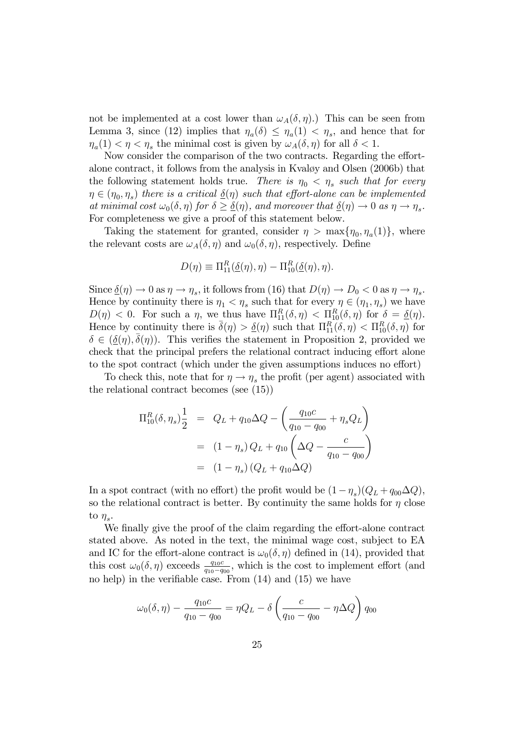not be implemented at a cost lower than $\omega_A(\delta, \eta)$.) This can be seen from Lemma 3, since (12) implies that $\eta_a(\delta) \leq \eta_a(1) < \eta_s$, and hence that for $\eta_a(1) < \eta < \eta_s$ the minimal cost is given by $\omega_A(\delta, \eta)$ for all $\delta < 1$.

Now consider the comparison of the two contracts. Regarding the effort-alone contract, it follows from the analysis in Kvaløy and Olsen (2006b) that the following statement holds true. *There is $\eta_0 < \eta_s$ such that for every $\eta \in (\eta_0, \eta_s)$ there is a critical $\underline{\delta}(\eta)$ such that effort-alone can be implemented at minimal cost $\omega_0(\delta, \eta)$ for $\delta \geq \underline{\delta}(\eta)$, and moreover that $\underline{\delta}(\eta) \to 0$ as $\eta \to \eta_s$.* For completeness we give a proof of this statement below.

Taking the statement for granted, consider $\eta > \max\{\eta_0, \eta_a(1)\}$, where the relevant costs are $\omega_A(\delta, \eta)$ and $\omega_0(\delta, \eta)$, respectively. Define

$$D(\eta) \equiv \Pi^R_{11}(\underline{\delta}(\eta), \eta) - \Pi^R_{10}(\underline{\delta}(\eta), \eta).$$

Since $\underline{\delta}(\eta) \to 0$ as $\eta \to \eta_s$, it follows from (16) that $D(\eta) \to D_0 < 0$ as $\eta \to \eta_s$. Hence by continuity there is $\eta_1 < \eta_s$ such that for every $\eta \in (\eta_1, \eta_s)$ we have $D(\eta) < 0$. For such a $\eta$, we thus have $\Pi^R_{11}(\delta, \eta) < \Pi^R_{10}(\delta, \eta)$ for $\delta = \underline{\delta}(\eta)$. Hence by continuity there is $\bar{\delta}(\eta) > \underline{\delta}(\eta)$ such that $\Pi^R_{11}(\delta, \eta) < \Pi^R_{10}(\delta, \eta)$ for $\delta \in (\underline{\delta}(\eta), \bar{\delta}(\eta))$. This verifies the statement in Proposition 2, provided we check that the principal prefers the relational contract inducing effort alone to the spot contract (which under the given assumptions induces no effort)

To check this, note that for $\eta \to \eta_s$ the profit (per agent) associated with the relational contract becomes (see (15))

$$\begin{aligned}
\Pi^R_{10}(\delta, \eta_s)\frac{1}{2} &= Q_L + q_{10}\Delta Q - \left(\frac{q_{10}c}{q_{10} - q_{00}} + \eta_s Q_L\right) \\
&= (1 - \eta_s) Q_L + q_{10}\left(\Delta Q - \frac{c}{q_{10} - q_{00}}\right) \\
&= (1 - \eta_s)(Q_L + q_{10}\Delta Q)
\end{aligned}$$

In a spot contract (with no effort) the profit would be $(1 - \eta_s)(Q_L + q_{00}\Delta Q)$, so the relational contract is better. By continuity the same holds for $\eta$ close to $\eta_s$.

We finally give the proof of the claim regarding the effort-alone contract stated above. As noted in the text, the minimal wage cost, subject to EA and IC for the effort-alone contract is $\omega_0(\delta, \eta)$ defined in (14), provided that this cost $\omega_0(\delta, \eta)$ exceeds $\frac{q_{10}c}{q_{10} - q_{00}}$, which is the cost to implement effort (and no help) in the verifiable case. From (14) and (15) we have

$$\omega_0(\delta, \eta) - \frac{q_{10}c}{q_{10} - q_{00}} = \eta Q_L - \delta\left(\frac{c}{q_{10} - q_{00}} - \eta\Delta Q\right) q_{00}$$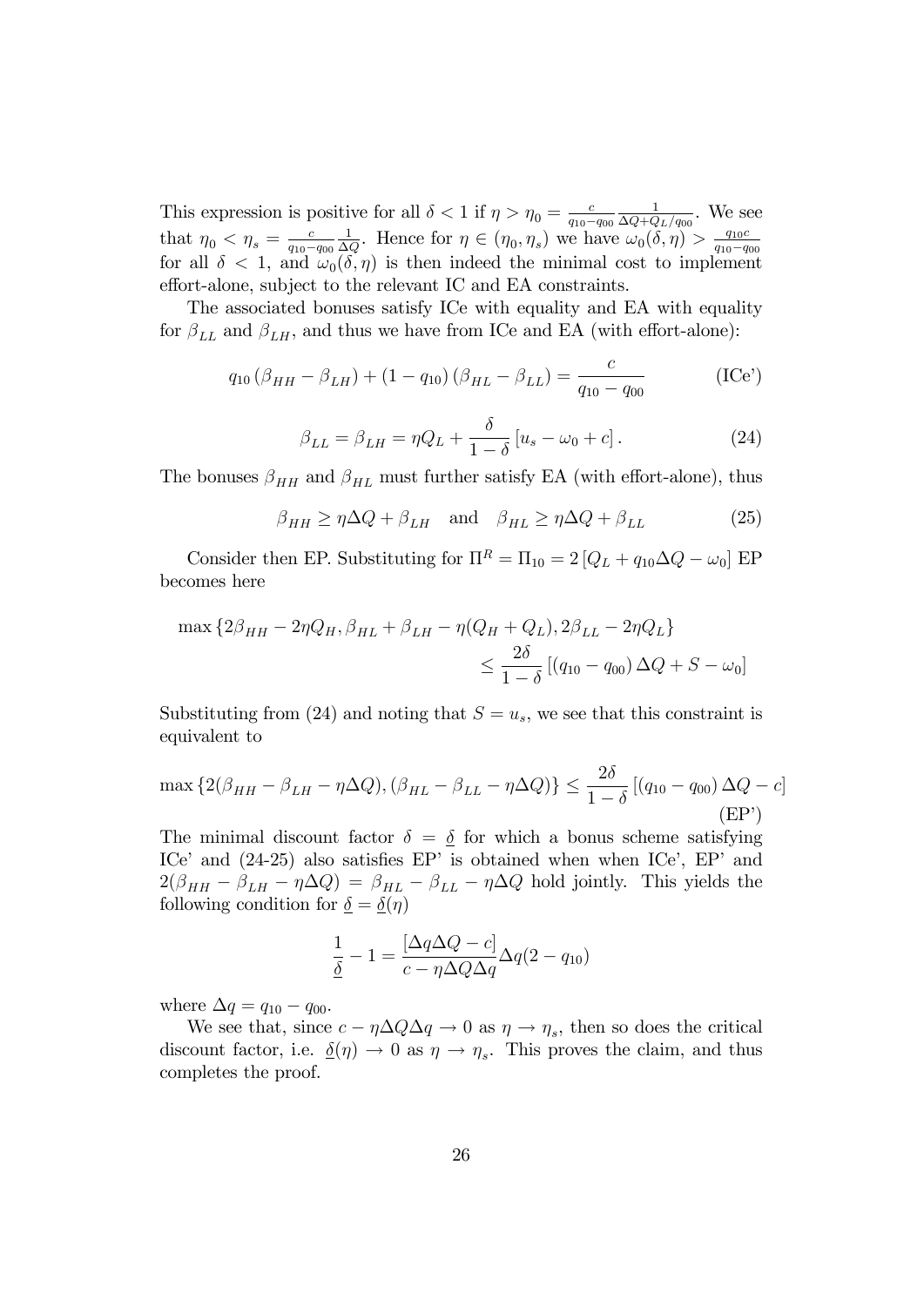This expression is positive for all $\delta < 1$ if $\eta > \eta_0 = \frac{c}{q_{10}-q_{00}} \frac{1}{\Delta Q + Q_L/q_{00}}$. We see that $\eta_0 < \eta_s = \frac{c}{q_{10}-q_{00}} \frac{1}{\Delta Q}$. Hence for $\eta \in (\eta_0, \eta_s)$ we have $\omega_0(\delta, \eta) > \frac{q_{10}c}{q_{10}-q_{00}}$ for all $\delta < 1$, and $\omega_0(\delta, \eta)$ is then indeed the minimal cost to implement effort-alone, subject to the relevant IC and EA constraints.

The associated bonuses satisfy ICe with equality and EA with equality for $\beta_{LL}$ and $\beta_{LH}$, and thus we have from ICe and EA (with effort-alone):

$$q_{10} (\beta_{HH} - \beta_{LH}) + (1 - q_{10}) (\beta_{HL} - \beta_{LL}) = \frac{c}{q_{10} - q_{00}} \tag{ICe'}$$

$$\beta_{LL} = \beta_{LH} = \eta Q_L + \frac{\delta}{1-\delta} [u_s - \omega_0 + c]. \tag{24}$$

The bonuses $\beta_{HH}$ and $\beta_{HL}$ must further satisfy EA (with effort-alone), thus

$$\beta_{HH} \geq \eta \Delta Q + \beta_{LH} \quad \text{and} \quad \beta_{HL} \geq \eta \Delta Q + \beta_{LL} \tag{25}$$

Consider then EP. Substituting for $\Pi^R = \Pi_{10} = 2 [Q_L + q_{10} \Delta Q - \omega_0]$ EP becomes here

$$\max \{2\beta_{HH} - 2\eta Q_H, \beta_{HL} + \beta_{LH} - \eta(Q_H + Q_L), 2\beta_{LL} - 2\eta Q_L\} \leq \frac{2\delta}{1-\delta} [(q_{10} - q_{00}) \Delta Q + S - \omega_0]$$

Substituting from (24) and noting that $S = u_s$, we see that this constraint is equivalent to

$$\max \{2(\beta_{HH} - \beta_{LH} - \eta \Delta Q), (\beta_{HL} - \beta_{LL} - \eta \Delta Q)\} \leq \frac{2\delta}{1-\delta} [(q_{10} - q_{00}) \Delta Q - c] \tag{EP'}$$

The minimal discount factor $\delta = \underline{\delta}$ for which a bonus scheme satisfying ICe' and (24-25) also satisfies EP' is obtained when when ICe', EP' and $2(\beta_{HH} - \beta_{LH} - \eta \Delta Q) = \beta_{HL} - \beta_{LL} - \eta \Delta Q$ hold jointly. This yields the following condition for $\underline{\delta} = \underline{\delta}(\eta)$

$$\frac{1}{\underline{\delta}} - 1 = \frac{[\Delta q \Delta Q - c]}{c - \eta \Delta Q \Delta q} \Delta q (2 - q_{10})$$

where $\Delta q = q_{10} - q_{00}$.

We see that, since $c - \eta \Delta Q \Delta q \to 0$ as $\eta \to \eta_s$, then so does the critical discount factor, i.e. $\underline{\delta}(\eta) \to 0$ as $\eta \to \eta_s$. This proves the claim, and thus completes the proof.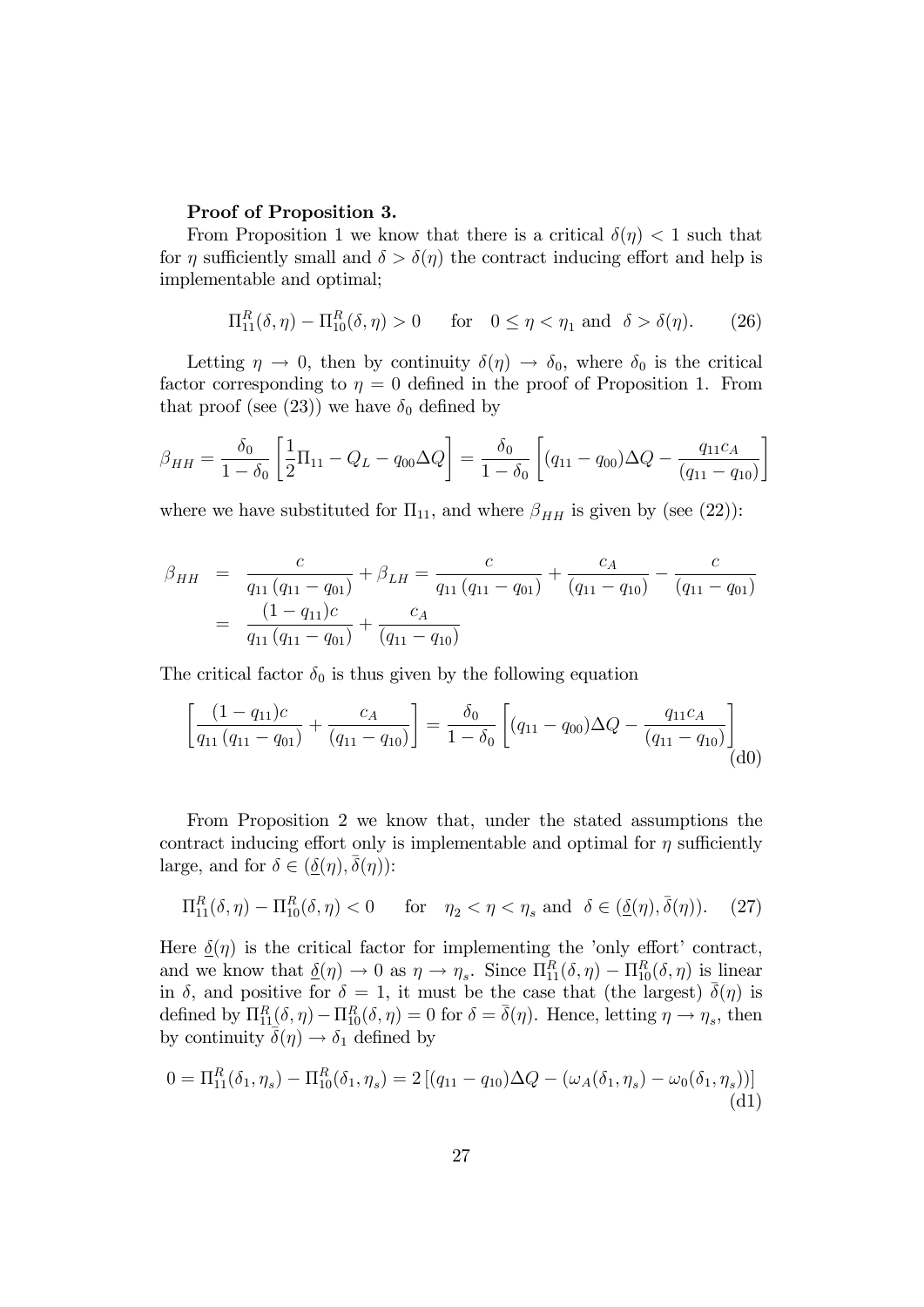**Proof of Proposition 3.**

From Proposition 1 we know that there is a critical $\delta(\eta) < 1$ such that for $\eta$ sufficiently small and $\delta > \delta(\eta)$ the contract inducing effort and help is implementable and optimal;

$$\Pi^R_{11}(\delta,\eta) - \Pi^R_{10}(\delta,\eta) > 0 \qquad \text{for} \quad 0 \leq \eta < \eta_1 \text{ and } \delta > \delta(\eta). \tag{26}$$

Letting $\eta \to 0$, then by continuity $\delta(\eta) \to \delta_0$, where $\delta_0$ is the critical factor corresponding to $\eta = 0$ defined in the proof of Proposition 1. From that proof (see (23)) we have $\delta_0$ defined by

$$\beta_{HH} = \frac{\delta_0}{1-\delta_0}\left[\frac{1}{2}\Pi_{11} - Q_L - q_{00}\Delta Q\right] = \frac{\delta_0}{1-\delta_0}\left[(q_{11}-q_{00})\Delta Q - \frac{q_{11}c_A}{(q_{11}-q_{10})}\right]$$

where we have substituted for $\Pi_{11}$, and where $\beta_{HH}$ is given by (see (22)):

$$\begin{aligned}
\beta_{HH} &= \frac{c}{q_{11}\left(q_{11}-q_{01}\right)} + \beta_{LH} = \frac{c}{q_{11}\left(q_{11}-q_{01}\right)} + \frac{c_A}{(q_{11}-q_{10})} - \frac{c}{(q_{11}-q_{01})} \\
&= \frac{(1-q_{11})c}{q_{11}\left(q_{11}-q_{01}\right)} + \frac{c_A}{(q_{11}-q_{10})}
\end{aligned}$$

The critical factor $\delta_0$ is thus given by the following equation

$$\left[\frac{(1-q_{11})c}{q_{11}\left(q_{11}-q_{01}\right)} + \frac{c_A}{(q_{11}-q_{10})}\right] = \frac{\delta_0}{1-\delta_0}\left[(q_{11}-q_{00})\Delta Q - \frac{q_{11}c_A}{(q_{11}-q_{10})}\right] \tag{d0}$$

From Proposition 2 we know that, under the stated assumptions the contract inducing effort only is implementable and optimal for $\eta$ sufficiently large, and for $\delta \in (\underline{\delta}(\eta), \bar{\delta}(\eta))$:

$$\Pi^R_{11}(\delta,\eta) - \Pi^R_{10}(\delta,\eta) < 0 \qquad \text{for} \quad \eta_2 < \eta < \eta_s \text{ and } \delta \in (\underline{\delta}(\eta), \bar{\delta}(\eta)). \tag{27}$$

Here $\underline{\delta}(\eta)$ is the critical factor for implementing the 'only effort' contract, and we know that $\underline{\delta}(\eta) \to 0$ as $\eta \to \eta_s$. Since $\Pi^R_{11}(\delta,\eta) - \Pi^R_{10}(\delta,\eta)$ is linear in $\delta$, and positive for $\delta = 1$, it must be the case that (the largest) $\bar{\delta}(\eta)$ is defined by $\Pi^R_{11}(\delta,\eta) - \Pi^R_{10}(\delta,\eta) = 0$ for $\delta = \bar{\delta}(\eta)$. Hence, letting $\eta \to \eta_s$, then by continuity $\bar{\delta}(\eta) \to \delta_1$ defined by

$$0 = \Pi^R_{11}(\delta_1,\eta_s) - \Pi^R_{10}(\delta_1,\eta_s) = 2\left[(q_{11}-q_{10})\Delta Q - (\omega_A(\delta_1,\eta_s) - \omega_0(\delta_1,\eta_s))\right] \tag{d1}$$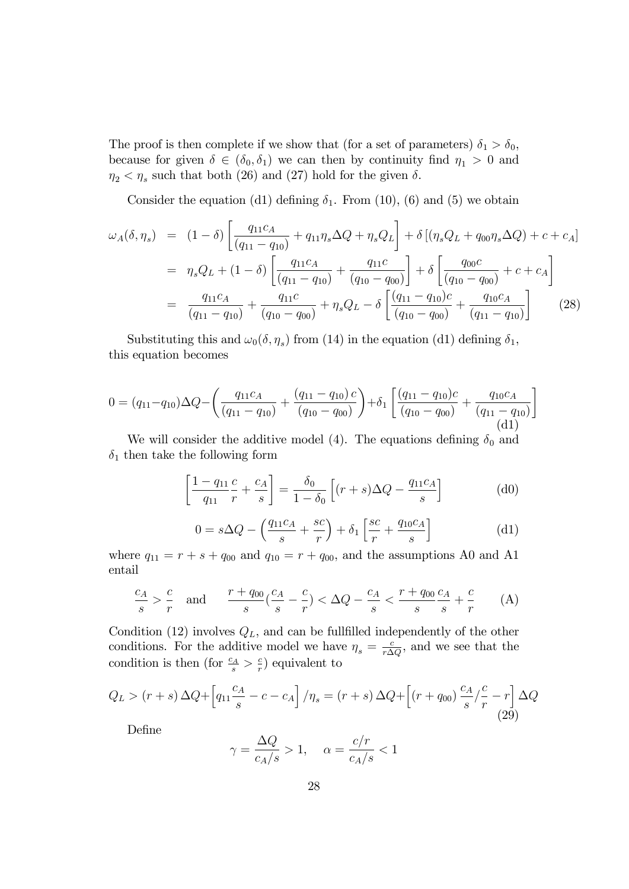The proof is then complete if we show that (for a set of parameters) $\delta_1 > \delta_0$, because for given $\delta \in (\delta_0, \delta_1)$ we can then by continuity find $\eta_1 > 0$ and $\eta_2 < \eta_s$ such that both (26) and (27) hold for the given $\delta$.

Consider the equation (d1) defining $\delta_1$. From (10), (6) and (5) we obtain

$$
\begin{aligned}
\omega_A(\delta, \eta_s) &= (1-\delta)\left[\frac{q_{11}c_A}{(q_{11}-q_{10})} + q_{11}\eta_s\Delta Q + \eta_s Q_L\right] + \delta\left[(\eta_s Q_L + q_{00}\eta_s\Delta Q) + c + c_A\right] \\
&= \eta_s Q_L + (1-\delta)\left[\frac{q_{11}c_A}{(q_{11}-q_{10})} + \frac{q_{11}c}{(q_{10}-q_{00})}\right] + \delta\left[\frac{q_{00}c}{(q_{10}-q_{00})} + c + c_A\right] \\
&= \frac{q_{11}c_A}{(q_{11}-q_{10})} + \frac{q_{11}c}{(q_{10}-q_{00})} + \eta_s Q_L - \delta\left[\frac{(q_{11}-q_{10})c}{(q_{10}-q_{00})} + \frac{q_{10}c_A}{(q_{11}-q_{10})}\right] \qquad (28)
\end{aligned}
$$

Substituting this and $\omega_0(\delta, \eta_s)$ from (14) in the equation (d1) defining $\delta_1$, this equation becomes

$$
0 = (q_{11}-q_{10})\Delta Q - \left(\frac{q_{11}c_A}{(q_{11}-q_{10})} + \frac{(q_{11}-q_{10})\,c}{(q_{10}-q_{00})}\right) + \delta_1\left[\frac{(q_{11}-q_{10})c}{(q_{10}-q_{00})} + \frac{q_{10}c_A}{(q_{11}-q_{10})}\right] \qquad \text{(d1)}
$$

We will consider the additive model (4). The equations defining $\delta_0$ and $\delta_1$ then take the following form

$$
\left[\frac{1-q_{11}}{q_{11}}\frac{c}{r} + \frac{c_A}{s}\right] = \frac{\delta_0}{1-\delta_0}\left[(r+s)\Delta Q - \frac{q_{11}c_A}{s}\right] \qquad \text{(d0)}
$$

$$
0 = s\Delta Q - \left(\frac{q_{11}c_A}{s} + \frac{sc}{r}\right) + \delta_1\left[\frac{sc}{r} + \frac{q_{10}c_A}{s}\right] \qquad \text{(d1)}
$$

where $q_{11} = r + s + q_{00}$ and $q_{10} = r + q_{00}$, and the assumptions A0 and A1 entail

$$
\frac{c_A}{s} > \frac{c}{r} \quad \text{and} \quad \frac{r+q_{00}}{s}\left(\frac{c_A}{s} - \frac{c}{r}\right) < \Delta Q - \frac{c_A}{s} < \frac{r+q_{00}}{s}\frac{c_A}{s} + \frac{c}{r} \qquad \text{(A)}
$$

Condition (12) involves $Q_L$, and can be fullfilled independently of the other conditions. For the additive model we have $\eta_s = \frac{c}{r\Delta Q}$, and we see that the condition is then (for $\frac{c_A}{s} > \frac{c}{r}$) equivalent to

$$
Q_L > (r+s)\,\Delta Q + \left[q_{11}\frac{c_A}{s} - c - c_A\right]/\eta_s = (r+s)\,\Delta Q + \left[(r+q_{00})\,\frac{c_A}{s}/\frac{c}{r} - r\right]\Delta Q \qquad (29)
$$

Define

$$
\gamma = \frac{\Delta Q}{c_A/s} > 1, \quad \alpha = \frac{c/r}{c_A/s} < 1
$$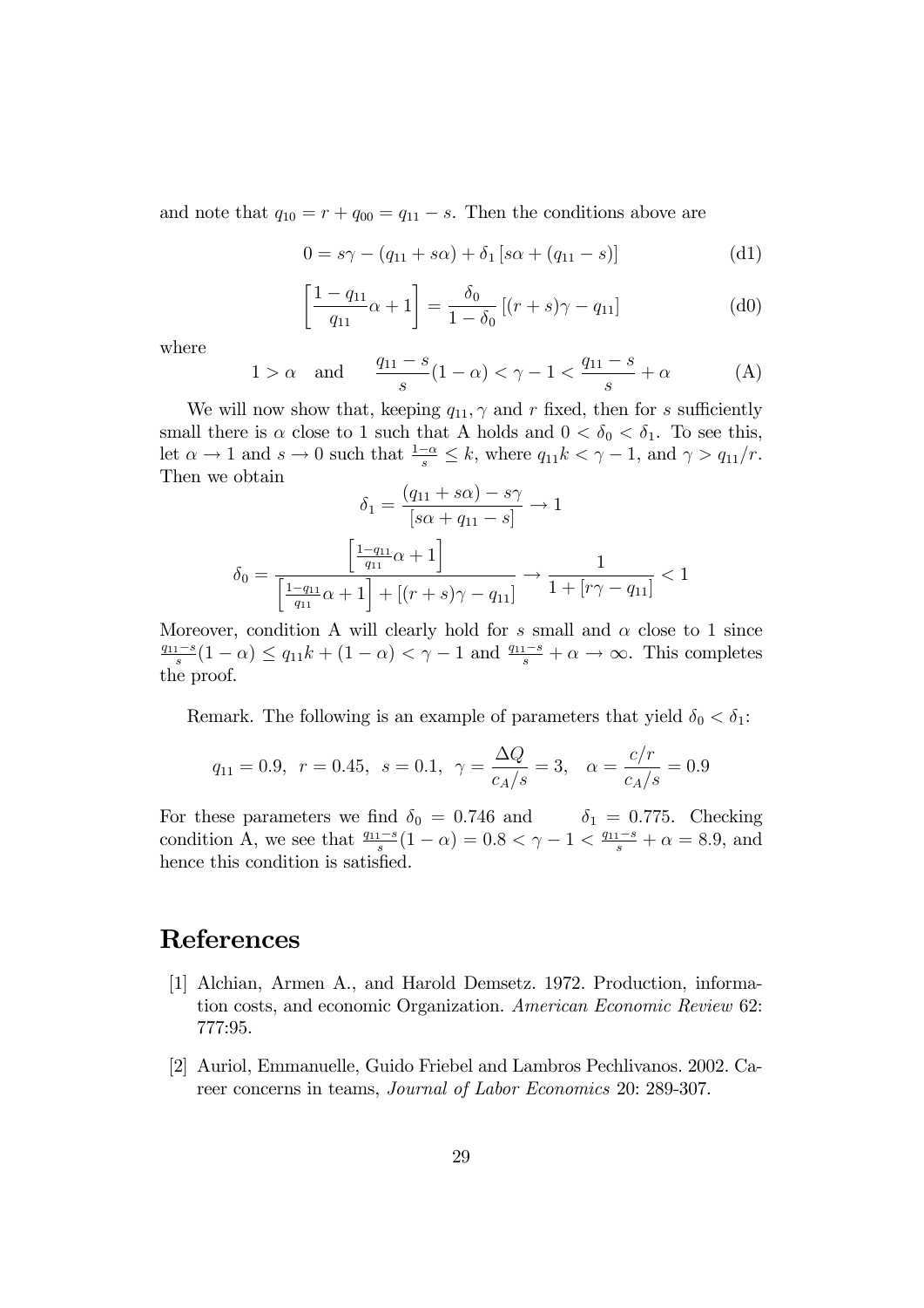and note that $q_{10} = r + q_{00} = q_{11} - s$. Then the conditions above are

$$0 = s\gamma - (q_{11} + s\alpha) + \delta_1 [s\alpha + (q_{11} - s)] \tag{d1}$$

$$\left[\frac{1 - q_{11}}{q_{11}}\alpha + 1\right] = \frac{\delta_0}{1 - \delta_0}[(r + s)\gamma - q_{11}] \tag{d0}$$

where

$$1 > \alpha \quad \text{and} \qquad \frac{q_{11} - s}{s}(1 - \alpha) < \gamma - 1 < \frac{q_{11} - s}{s} + \alpha \tag{A}$$

We will now show that, keeping $q_{11}, \gamma$ and $r$ fixed, then for $s$ sufficiently small there is $\alpha$ close to 1 such that A holds and $0 < \delta_0 < \delta_1$. To see this, let $\alpha \to 1$ and $s \to 0$ such that $\frac{1-\alpha}{s} \leq k$, where $q_{11}k < \gamma - 1$, and $\gamma > q_{11}/r$. Then we obtain

$$\delta_1 = \frac{(q_{11} + s\alpha) - s\gamma}{[s\alpha + q_{11} - s]} \to 1$$

$$\delta_0 = \frac{\left[\frac{1-q_{11}}{q_{11}}\alpha + 1\right]}{\left[\frac{1-q_{11}}{q_{11}}\alpha + 1\right] + [(r + s)\gamma - q_{11}]} \to \frac{1}{1 + [r\gamma - q_{11}]} < 1$$

Moreover, condition A will clearly hold for $s$ small and $\alpha$ close to 1 since $\frac{q_{11}-s}{s}(1 - \alpha) \leq q_{11}k + (1 - \alpha) < \gamma - 1$ and $\frac{q_{11}-s}{s} + \alpha \to \infty$. This completes the proof.

Remark. The following is an example of parameters that yield $\delta_0 < \delta_1$:

$$q_{11} = 0.9, \;\; r = 0.45, \;\; s = 0.1, \;\; \gamma = \frac{\Delta Q}{c_A/s} = 3, \quad \alpha = \frac{c/r}{c_A/s} = 0.9$$

For these parameters we find $\delta_0 = 0.746$ and $\delta_1 = 0.775$. Checking condition A, we see that $\frac{q_{11}-s}{s}(1 - \alpha) = 0.8 < \gamma - 1 < \frac{q_{11}-s}{s} + \alpha = 8.9$, and hence this condition is satisfied.

# References

[1] Alchian, Armen A., and Harold Demsetz. 1972. Production, information costs, and economic Organization. *American Economic Review* 62: 777:95.

[2] Auriol, Emmanuelle, Guido Friebel and Lambros Pechlivanos. 2002. Career concerns in teams, *Journal of Labor Economics* 20: 289-307.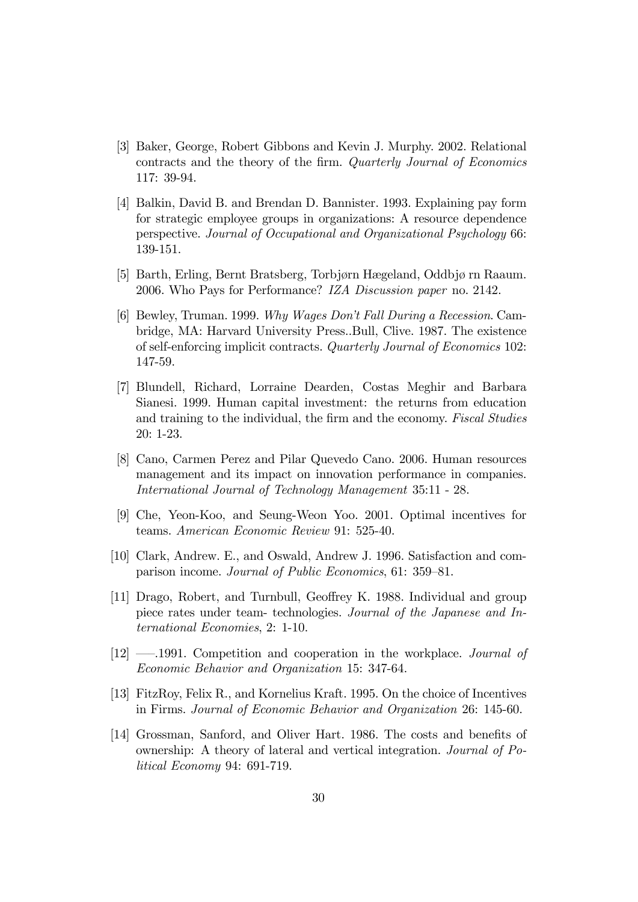[3] Baker, George, Robert Gibbons and Kevin J. Murphy. 2002. Relational contracts and the theory of the firm. *Quarterly Journal of Economics* 117: 39-94.

[4] Balkin, David B. and Brendan D. Bannister. 1993. Explaining pay form for strategic employee groups in organizations: A resource dependence perspective. *Journal of Occupational and Organizational Psychology* 66: 139-151.

[5] Barth, Erling, Bernt Bratsberg, Torbjørn Hægeland, Oddbjø rn Raaum. 2006. Who Pays for Performance? *IZA Discussion paper* no. 2142.

[6] Bewley, Truman. 1999. *Why Wages Don't Fall During a Recession*. Cambridge, MA: Harvard University Press..Bull, Clive. 1987. The existence of self-enforcing implicit contracts. *Quarterly Journal of Economics* 102: 147-59.

[7] Blundell, Richard, Lorraine Dearden, Costas Meghir and Barbara Sianesi. 1999. Human capital investment: the returns from education and training to the individual, the firm and the economy. *Fiscal Studies* 20: 1-23.

[8] Cano, Carmen Perez and Pilar Quevedo Cano. 2006. Human resources management and its impact on innovation performance in companies. *International Journal of Technology Management* 35:11 - 28.

[9] Che, Yeon-Koo, and Seung-Weon Yoo. 2001. Optimal incentives for teams. *American Economic Review* 91: 525-40.

[10] Clark, Andrew. E., and Oswald, Andrew J. 1996. Satisfaction and comparison income. *Journal of Public Economics*, 61: 359–81.

[11] Drago, Robert, and Turnbull, Geoffrey K. 1988. Individual and group piece rates under team- technologies. *Journal of the Japanese and International Economies*, 2: 1-10.

[12] —–.1991. Competition and cooperation in the workplace. *Journal of Economic Behavior and Organization* 15: 347-64.

[13] FitzRoy, Felix R., and Kornelius Kraft. 1995. On the choice of Incentives in Firms. *Journal of Economic Behavior and Organization* 26: 145-60.

[14] Grossman, Sanford, and Oliver Hart. 1986. The costs and benefits of ownership: A theory of lateral and vertical integration. *Journal of Political Economy* 94: 691-719.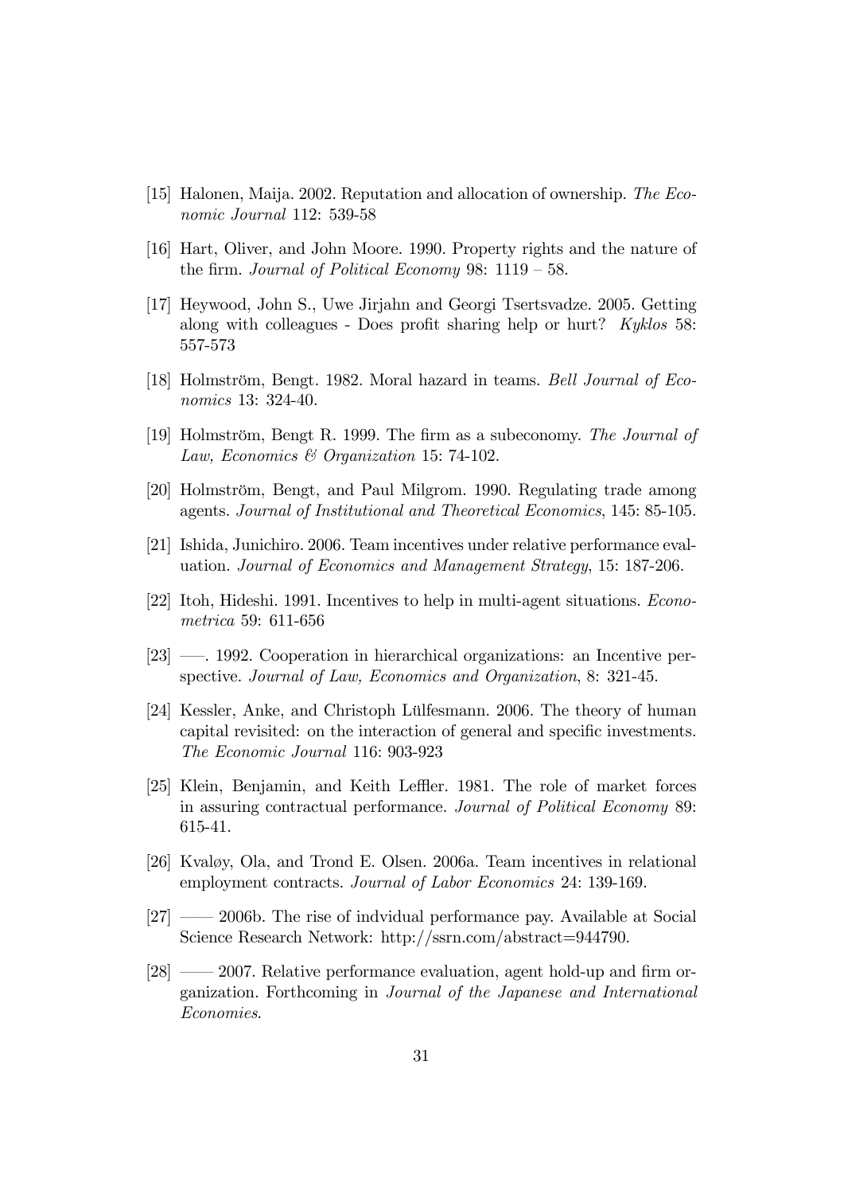[15] Halonen, Maija. 2002. Reputation and allocation of ownership. *The Economic Journal* 112: 539-58

[16] Hart, Oliver, and John Moore. 1990. Property rights and the nature of the firm. *Journal of Political Economy* 98: 1119 – 58.

[17] Heywood, John S., Uwe Jirjahn and Georgi Tsertsvadze. 2005. Getting along with colleagues - Does profit sharing help or hurt? *Kyklos* 58: 557-573

[18] Holmström, Bengt. 1982. Moral hazard in teams. *Bell Journal of Economics* 13: 324-40.

[19] Holmström, Bengt R. 1999. The firm as a subeconomy. *The Journal of Law, Economics & Organization* 15: 74-102.

[20] Holmström, Bengt, and Paul Milgrom. 1990. Regulating trade among agents. *Journal of Institutional and Theoretical Economics*, 145: 85-105.

[21] Ishida, Junichiro. 2006. Team incentives under relative performance evaluation. *Journal of Economics and Management Strategy*, 15: 187-206.

[22] Itoh, Hideshi. 1991. Incentives to help in multi-agent situations. *Econometrica* 59: 611-656

[23] —. 1992. Cooperation in hierarchical organizations: an Incentive perspective. *Journal of Law, Economics and Organization*, 8: 321-45.

[24] Kessler, Anke, and Christoph Lülfesmann. 2006. The theory of human capital revisited: on the interaction of general and specific investments. *The Economic Journal* 116: 903-923

[25] Klein, Benjamin, and Keith Leffler. 1981. The role of market forces in assuring contractual performance. *Journal of Political Economy* 89: 615-41.

[26] Kvaløy, Ola, and Trond E. Olsen. 2006a. Team incentives in relational employment contracts. *Journal of Labor Economics* 24: 139-169.

[27] —— 2006b. The rise of indvidual performance pay. Available at Social Science Research Network: http://ssrn.com/abstract=944790.

[28] —— 2007. Relative performance evaluation, agent hold-up and firm organization. Forthcoming in *Journal of the Japanese and International Economies*.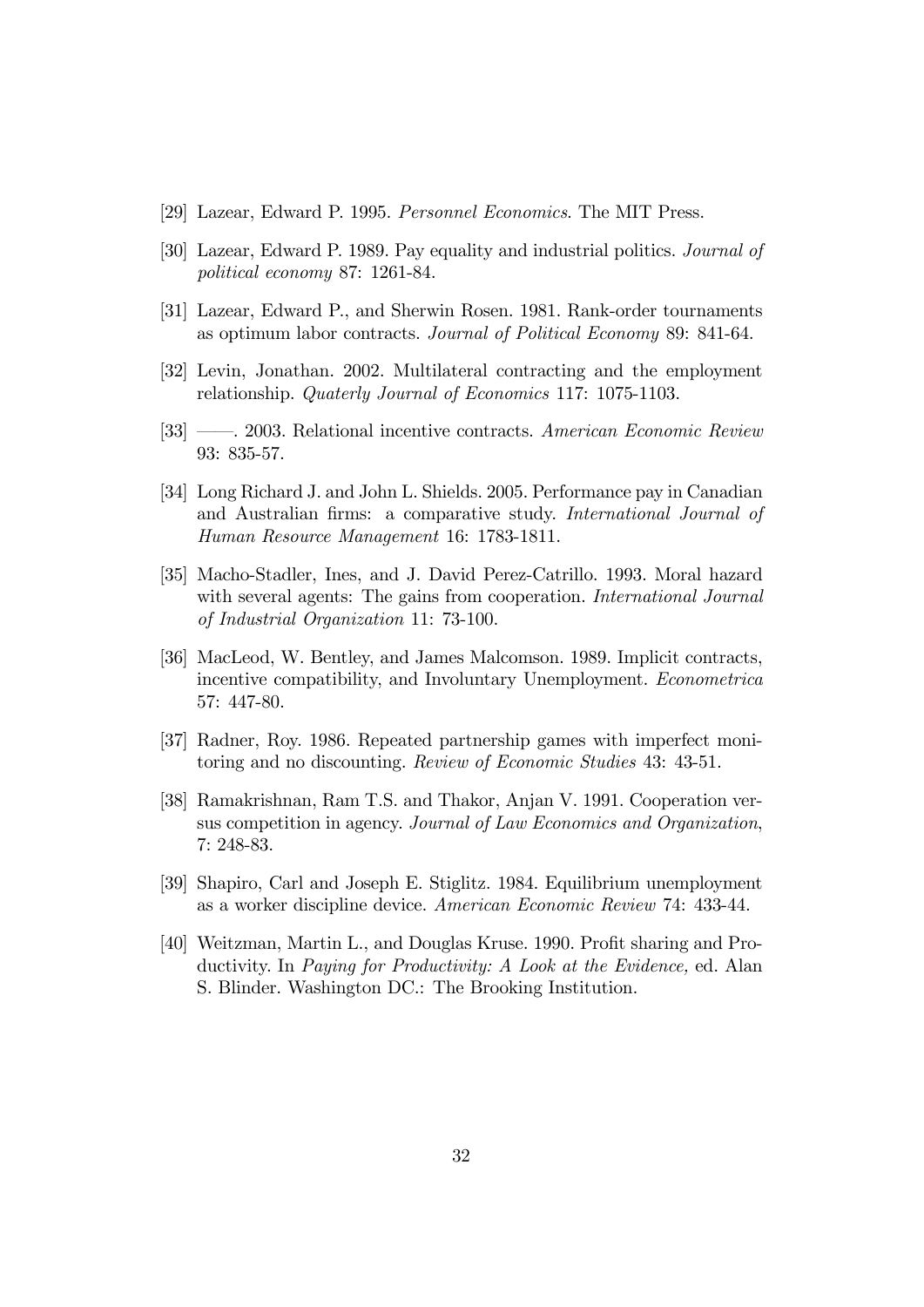[29] Lazear, Edward P. 1995. *Personnel Economics*. The MIT Press.

[30] Lazear, Edward P. 1989. Pay equality and industrial politics. *Journal of political economy* 87: 1261-84.

[31] Lazear, Edward P., and Sherwin Rosen. 1981. Rank-order tournaments as optimum labor contracts. *Journal of Political Economy* 89: 841-64.

[32] Levin, Jonathan. 2002. Multilateral contracting and the employment relationship. *Quaterly Journal of Economics* 117: 1075-1103.

[33] ——. 2003. Relational incentive contracts. *American Economic Review* 93: 835-57.

[34] Long Richard J. and John L. Shields. 2005. Performance pay in Canadian and Australian firms: a comparative study. *International Journal of Human Resource Management* 16: 1783-1811.

[35] Macho-Stadler, Ines, and J. David Perez-Catrillo. 1993. Moral hazard with several agents: The gains from cooperation. *International Journal of Industrial Organization* 11: 73-100.

[36] MacLeod, W. Bentley, and James Malcomson. 1989. Implicit contracts, incentive compatibility, and Involuntary Unemployment. *Econometrica* 57: 447-80.

[37] Radner, Roy. 1986. Repeated partnership games with imperfect monitoring and no discounting. *Review of Economic Studies* 43: 43-51.

[38] Ramakrishnan, Ram T.S. and Thakor, Anjan V. 1991. Cooperation versus competition in agency. *Journal of Law Economics and Organization*, 7: 248-83.

[39] Shapiro, Carl and Joseph E. Stiglitz. 1984. Equilibrium unemployment as a worker discipline device. *American Economic Review* 74: 433-44.

[40] Weitzman, Martin L., and Douglas Kruse. 1990. Profit sharing and Productivity. In *Paying for Productivity: A Look at the Evidence,* ed. Alan S. Blinder. Washington DC.: The Brooking Institution.